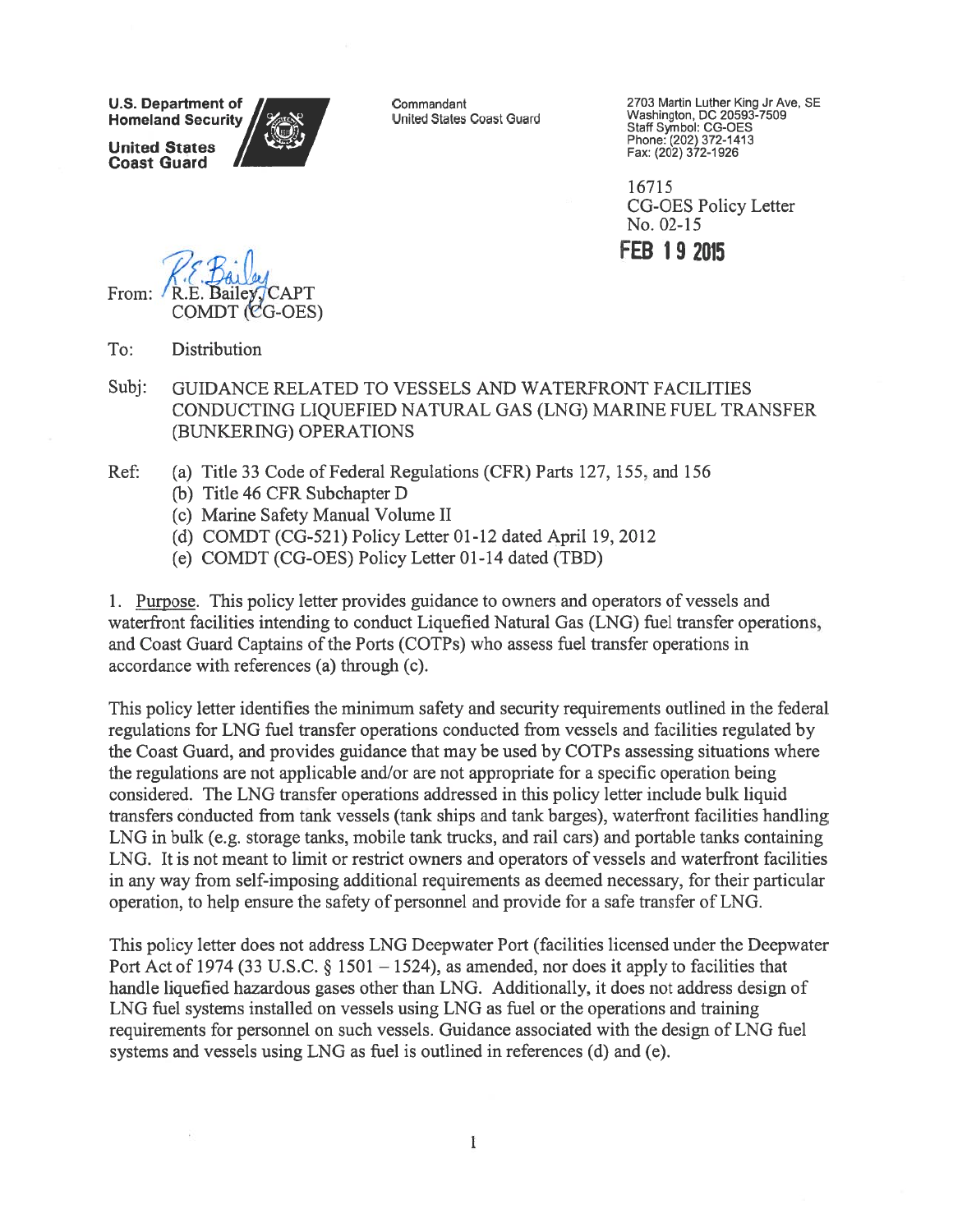U.S. Department of Homeland Security

United States Coast Guard

Commandant
United States Coast Guard

2703 Martin Luther King Jr Ave, SE
Washington, DC 20593-7509
Staff Symbol: CG-OES
Phone: (202) 372-1413
Fax: (202) 372-1926

16715
CG-OES Policy Letter
No. 02-15

**FEB 19 2015**

From: R.E. Bailey, CAPT
COMDT (CG-OES)

To: Distribution

Subj: GUIDANCE RELATED TO VESSELS AND WATERFRONT FACILITIES CONDUCTING LIQUEFIED NATURAL GAS (LNG) MARINE FUEL TRANSFER (BUNKERING) OPERATIONS

Ref:
- (a) Title 33 Code of Federal Regulations (CFR) Parts 127, 155, and 156
- (b) Title 46 CFR Subchapter D
- (c) Marine Safety Manual Volume II
- (d) COMDT (CG-521) Policy Letter 01-12 dated April 19, 2012
- (e) COMDT (CG-OES) Policy Letter 01-14 dated (TBD)

1. Purpose. This policy letter provides guidance to owners and operators of vessels and waterfront facilities intending to conduct Liquefied Natural Gas (LNG) fuel transfer operations, and Coast Guard Captains of the Ports (COTPs) who assess fuel transfer operations in accordance with references (a) through (c).

This policy letter identifies the minimum safety and security requirements outlined in the federal regulations for LNG fuel transfer operations conducted from vessels and facilities regulated by the Coast Guard, and provides guidance that may be used by COTPs assessing situations where the regulations are not applicable and/or are not appropriate for a specific operation being considered. The LNG transfer operations addressed in this policy letter include bulk liquid transfers conducted from tank vessels (tank ships and tank barges), waterfront facilities handling LNG in bulk (e.g. storage tanks, mobile tank trucks, and rail cars) and portable tanks containing LNG. It is not meant to limit or restrict owners and operators of vessels and waterfront facilities in any way from self-imposing additional requirements as deemed necessary, for their particular operation, to help ensure the safety of personnel and provide for a safe transfer of LNG.

This policy letter does not address LNG Deepwater Port (facilities licensed under the Deepwater Port Act of 1974 (33 U.S.C. § 1501 – 1524), as amended, nor does it apply to facilities that handle liquefied hazardous gases other than LNG. Additionally, it does not address design of LNG fuel systems installed on vessels using LNG as fuel or the operations and training requirements for personnel on such vessels. Guidance associated with the design of LNG fuel systems and vessels using LNG as fuel is outlined in references (d) and (e).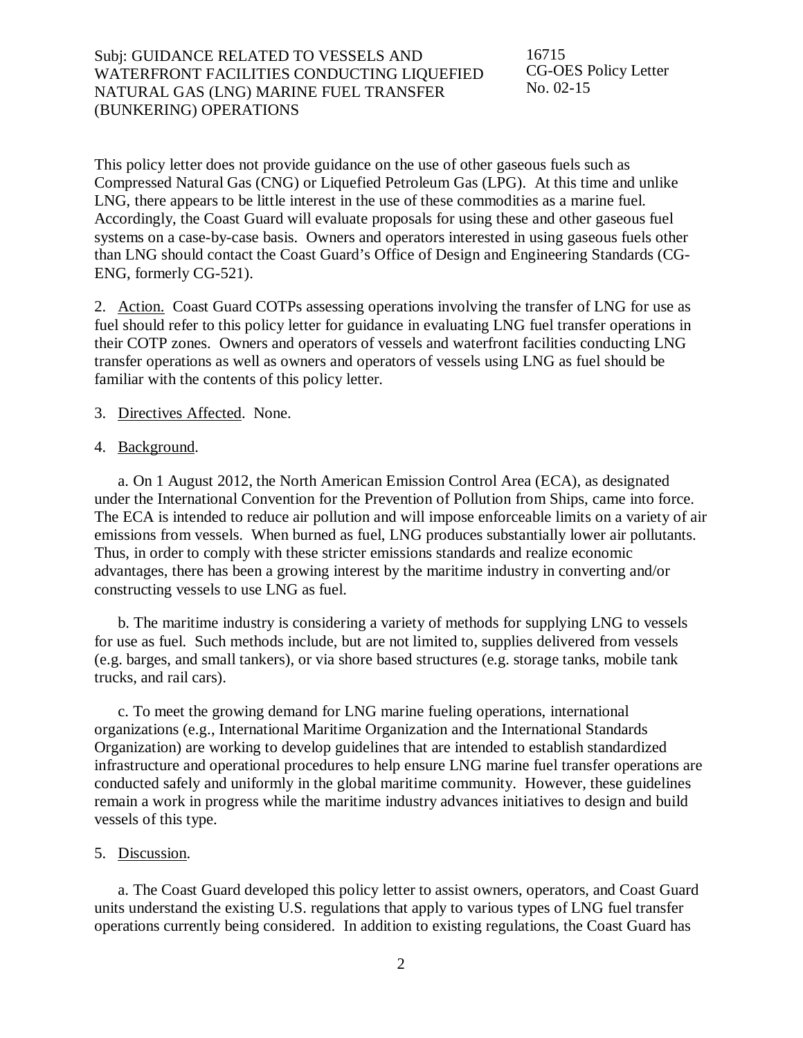This policy letter does not provide guidance on the use of other gaseous fuels such as Compressed Natural Gas (CNG) or Liquefied Petroleum Gas (LPG). At this time and unlike LNG, there appears to be little interest in the use of these commodities as a marine fuel. Accordingly, the Coast Guard will evaluate proposals for using these and other gaseous fuel systems on a case-by-case basis. Owners and operators interested in using gaseous fuels other than LNG should contact the Coast Guard's Office of Design and Engineering Standards (CG-ENG, formerly CG-521).

2. Action. Coast Guard COTPs assessing operations involving the transfer of LNG for use as fuel should refer to this policy letter for guidance in evaluating LNG fuel transfer operations in their COTP zones. Owners and operators of vessels and waterfront facilities conducting LNG transfer operations as well as owners and operators of vessels using LNG as fuel should be familiar with the contents of this policy letter.

3. Directives Affected. None.

4. Background.

a. On 1 August 2012, the North American Emission Control Area (ECA), as designated under the International Convention for the Prevention of Pollution from Ships, came into force. The ECA is intended to reduce air pollution and will impose enforceable limits on a variety of air emissions from vessels. When burned as fuel, LNG produces substantially lower air pollutants. Thus, in order to comply with these stricter emissions standards and realize economic advantages, there has been a growing interest by the maritime industry in converting and/or constructing vessels to use LNG as fuel.

b. The maritime industry is considering a variety of methods for supplying LNG to vessels for use as fuel. Such methods include, but are not limited to, supplies delivered from vessels (e.g. barges, and small tankers), or via shore based structures (e.g. storage tanks, mobile tank trucks, and rail cars).

c. To meet the growing demand for LNG marine fueling operations, international organizations (e.g., International Maritime Organization and the International Standards Organization) are working to develop guidelines that are intended to establish standardized infrastructure and operational procedures to help ensure LNG marine fuel transfer operations are conducted safely and uniformly in the global maritime community. However, these guidelines remain a work in progress while the maritime industry advances initiatives to design and build vessels of this type.

5. Discussion.

a. The Coast Guard developed this policy letter to assist owners, operators, and Coast Guard units understand the existing U.S. regulations that apply to various types of LNG fuel transfer operations currently being considered. In addition to existing regulations, the Coast Guard has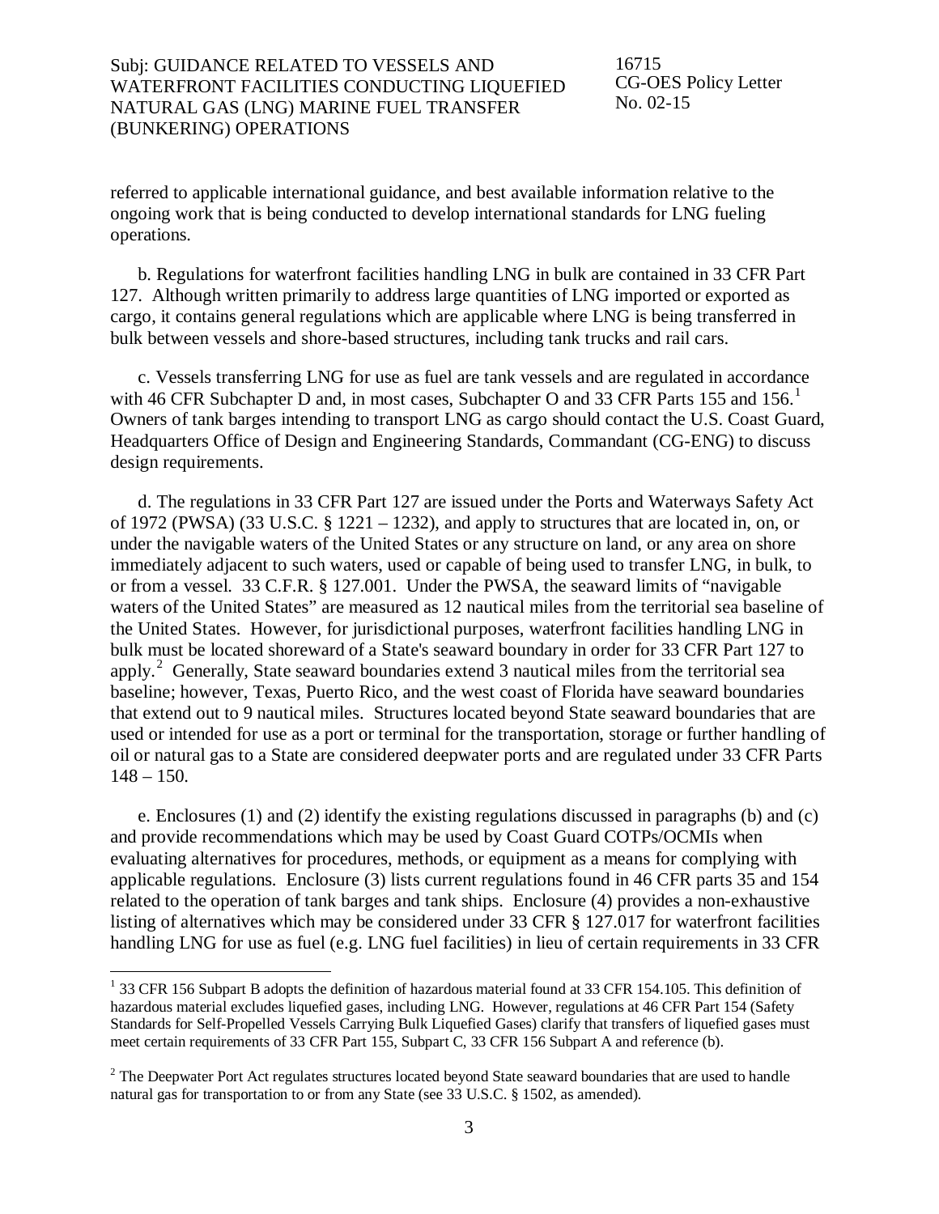referred to applicable international guidance, and best available information relative to the ongoing work that is being conducted to develop international standards for LNG fueling operations.

b. Regulations for waterfront facilities handling LNG in bulk are contained in 33 CFR Part 127. Although written primarily to address large quantities of LNG imported or exported as cargo, it contains general regulations which are applicable where LNG is being transferred in bulk between vessels and shore-based structures, including tank trucks and rail cars.

c. Vessels transferring LNG for use as fuel are tank vessels and are regulated in accordance with 46 CFR Subchapter D and, in most cases, Subchapter O and 33 CFR Parts 155 and 156.[1] Owners of tank barges intending to transport LNG as cargo should contact the U.S. Coast Guard, Headquarters Office of Design and Engineering Standards, Commandant (CG-ENG) to discuss design requirements.

d. The regulations in 33 CFR Part 127 are issued under the Ports and Waterways Safety Act of 1972 (PWSA) (33 U.S.C. § 1221 – 1232), and apply to structures that are located in, on, or under the navigable waters of the United States or any structure on land, or any area on shore immediately adjacent to such waters, used or capable of being used to transfer LNG, in bulk, to or from a vessel. 33 C.F.R. § 127.001. Under the PWSA, the seaward limits of "navigable waters of the United States" are measured as 12 nautical miles from the territorial sea baseline of the United States. However, for jurisdictional purposes, waterfront facilities handling LNG in bulk must be located shoreward of a State's seaward boundary in order for 33 CFR Part 127 to apply.[2] Generally, State seaward boundaries extend 3 nautical miles from the territorial sea baseline; however, Texas, Puerto Rico, and the west coast of Florida have seaward boundaries that extend out to 9 nautical miles. Structures located beyond State seaward boundaries that are used or intended for use as a port or terminal for the transportation, storage or further handling of oil or natural gas to a State are considered deepwater ports and are regulated under 33 CFR Parts 148 – 150.

e. Enclosures (1) and (2) identify the existing regulations discussed in paragraphs (b) and (c) and provide recommendations which may be used by Coast Guard COTPs/OCMIs when evaluating alternatives for procedures, methods, or equipment as a means for complying with applicable regulations. Enclosure (3) lists current regulations found in 46 CFR parts 35 and 154 related to the operation of tank barges and tank ships. Enclosure (4) provides a non-exhaustive listing of alternatives which may be considered under 33 CFR § 127.017 for waterfront facilities handling LNG for use as fuel (e.g. LNG fuel facilities) in lieu of certain requirements in 33 CFR

---

[1] 33 CFR 156 Subpart B adopts the definition of hazardous material found at 33 CFR 154.105. This definition of hazardous material excludes liquefied gases, including LNG. However, regulations at 46 CFR Part 154 (Safety Standards for Self-Propelled Vessels Carrying Bulk Liquefied Gases) clarify that transfers of liquefied gases must meet certain requirements of 33 CFR Part 155, Subpart C, 33 CFR 156 Subpart A and reference (b).

[2] The Deepwater Port Act regulates structures located beyond State seaward boundaries that are used to handle natural gas for transportation to or from any State (see 33 U.S.C. § 1502, as amended).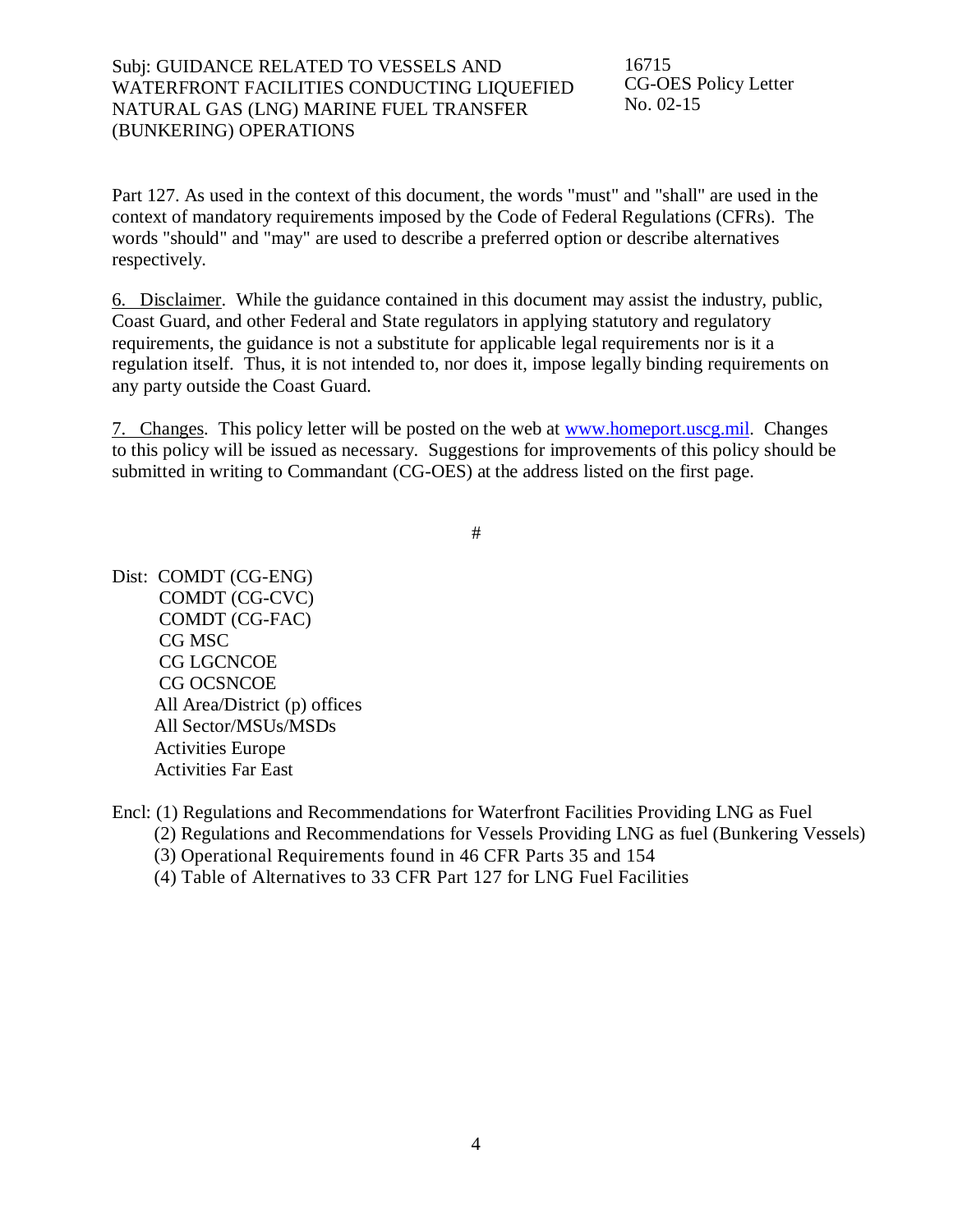Part 127. As used in the context of this document, the words "must" and "shall" are used in the context of mandatory requirements imposed by the Code of Federal Regulations (CFRs). The words "should" and "may" are used to describe a preferred option or describe alternatives respectively.

6. Disclaimer. While the guidance contained in this document may assist the industry, public, Coast Guard, and other Federal and State regulators in applying statutory and regulatory requirements, the guidance is not a substitute for applicable legal requirements nor is it a regulation itself. Thus, it is not intended to, nor does it, impose legally binding requirements on any party outside the Coast Guard.

7. Changes. This policy letter will be posted on the web at www.homeport.uscg.mil. Changes to this policy will be issued as necessary. Suggestions for improvements of this policy should be submitted in writing to Commandant (CG-OES) at the address listed on the first page.

#

Dist: COMDT (CG-ENG)
COMDT (CG-CVC)
COMDT (CG-FAC)
CG MSC
CG LGCNCOE
CG OCSNCOE
All Area/District (p) offices
All Sector/MSUs/MSDs
Activities Europe
Activities Far East

Encl: (1) Regulations and Recommendations for Waterfront Facilities Providing LNG as Fuel
(2) Regulations and Recommendations for Vessels Providing LNG as fuel (Bunkering Vessels)
(3) Operational Requirements found in 46 CFR Parts 35 and 154
(4) Table of Alternatives to 33 CFR Part 127 for LNG Fuel Facilities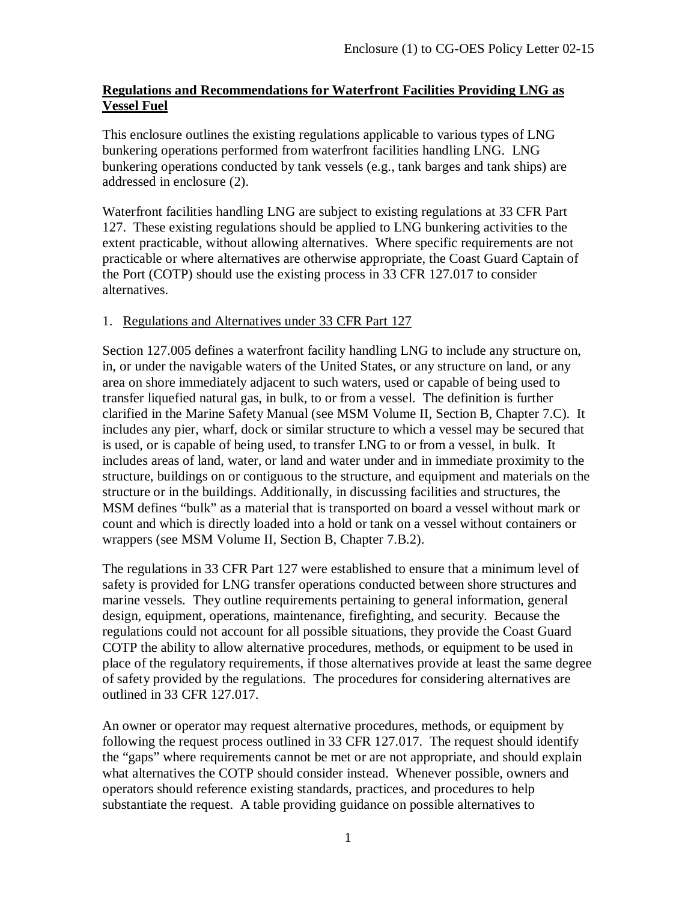**Regulations and Recommendations for Waterfront Facilities Providing LNG as Vessel Fuel**

This enclosure outlines the existing regulations applicable to various types of LNG bunkering operations performed from waterfront facilities handling LNG. LNG bunkering operations conducted by tank vessels (e.g., tank barges and tank ships) are addressed in enclosure (2).

Waterfront facilities handling LNG are subject to existing regulations at 33 CFR Part 127. These existing regulations should be applied to LNG bunkering activities to the extent practicable, without allowing alternatives. Where specific requirements are not practicable or where alternatives are otherwise appropriate, the Coast Guard Captain of the Port (COTP) should use the existing process in 33 CFR 127.017 to consider alternatives.

1. Regulations and Alternatives under 33 CFR Part 127

Section 127.005 defines a waterfront facility handling LNG to include any structure on, in, or under the navigable waters of the United States, or any structure on land, or any area on shore immediately adjacent to such waters, used or capable of being used to transfer liquefied natural gas, in bulk, to or from a vessel. The definition is further clarified in the Marine Safety Manual (see MSM Volume II, Section B, Chapter 7.C). It includes any pier, wharf, dock or similar structure to which a vessel may be secured that is used, or is capable of being used, to transfer LNG to or from a vessel, in bulk. It includes areas of land, water, or land and water under and in immediate proximity to the structure, buildings on or contiguous to the structure, and equipment and materials on the structure or in the buildings. Additionally, in discussing facilities and structures, the MSM defines "bulk" as a material that is transported on board a vessel without mark or count and which is directly loaded into a hold or tank on a vessel without containers or wrappers (see MSM Volume II, Section B, Chapter 7.B.2).

The regulations in 33 CFR Part 127 were established to ensure that a minimum level of safety is provided for LNG transfer operations conducted between shore structures and marine vessels. They outline requirements pertaining to general information, general design, equipment, operations, maintenance, firefighting, and security. Because the regulations could not account for all possible situations, they provide the Coast Guard COTP the ability to allow alternative procedures, methods, or equipment to be used in place of the regulatory requirements, if those alternatives provide at least the same degree of safety provided by the regulations. The procedures for considering alternatives are outlined in 33 CFR 127.017.

An owner or operator may request alternative procedures, methods, or equipment by following the request process outlined in 33 CFR 127.017. The request should identify the "gaps" where requirements cannot be met or are not appropriate, and should explain what alternatives the COTP should consider instead. Whenever possible, owners and operators should reference existing standards, practices, and procedures to help substantiate the request. A table providing guidance on possible alternatives to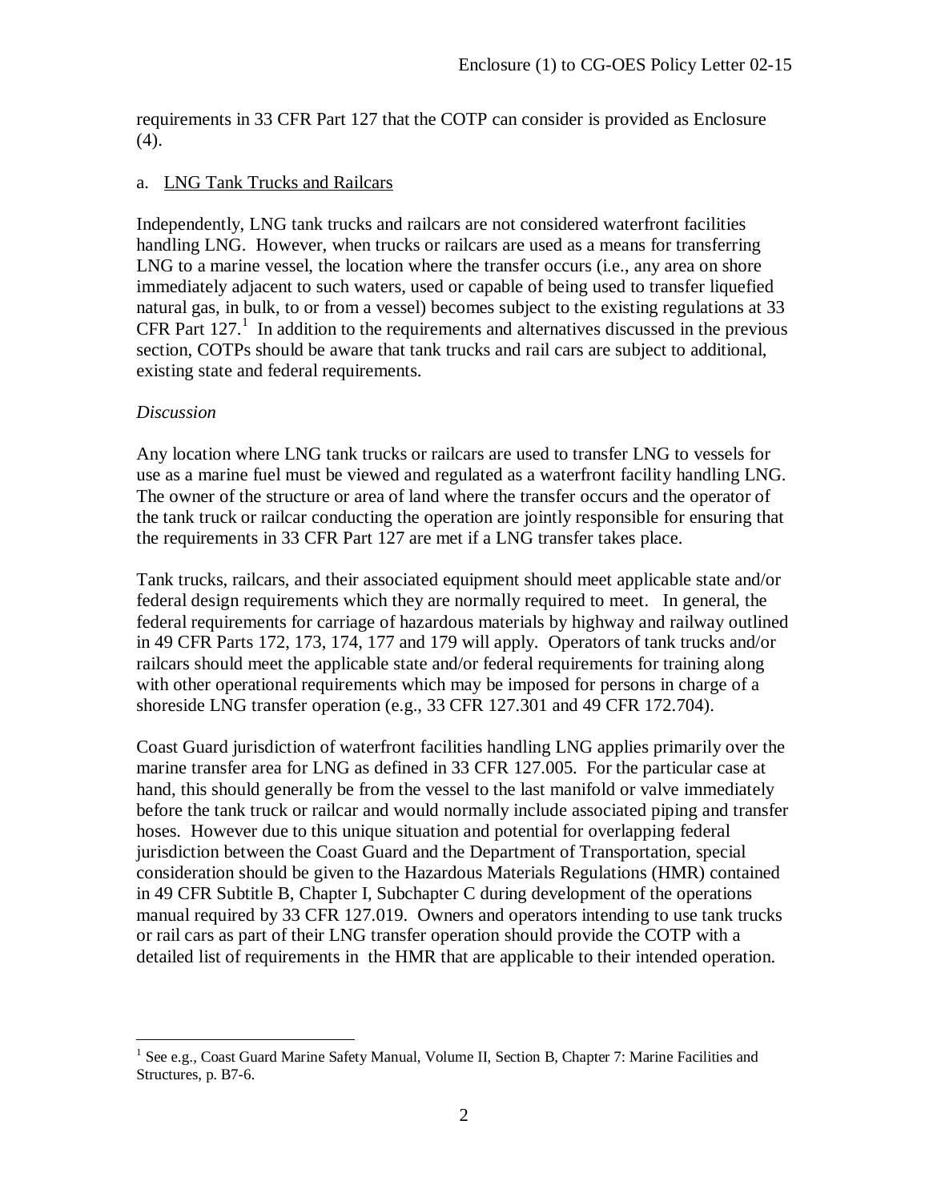requirements in 33 CFR Part 127 that the COTP can consider is provided as Enclosure (4).

a. LNG Tank Trucks and Railcars

Independently, LNG tank trucks and railcars are not considered waterfront facilities handling LNG. However, when trucks or railcars are used as a means for transferring LNG to a marine vessel, the location where the transfer occurs (i.e., any area on shore immediately adjacent to such waters, used or capable of being used to transfer liquefied natural gas, in bulk, to or from a vessel) becomes subject to the existing regulations at 33 CFR Part 127.[1] In addition to the requirements and alternatives discussed in the previous section, COTPs should be aware that tank trucks and rail cars are subject to additional, existing state and federal requirements.

*Discussion*

Any location where LNG tank trucks or railcars are used to transfer LNG to vessels for use as a marine fuel must be viewed and regulated as a waterfront facility handling LNG. The owner of the structure or area of land where the transfer occurs and the operator of the tank truck or railcar conducting the operation are jointly responsible for ensuring that the requirements in 33 CFR Part 127 are met if a LNG transfer takes place.

Tank trucks, railcars, and their associated equipment should meet applicable state and/or federal design requirements which they are normally required to meet. In general, the federal requirements for carriage of hazardous materials by highway and railway outlined in 49 CFR Parts 172, 173, 174, 177 and 179 will apply. Operators of tank trucks and/or railcars should meet the applicable state and/or federal requirements for training along with other operational requirements which may be imposed for persons in charge of a shoreside LNG transfer operation (e.g., 33 CFR 127.301 and 49 CFR 172.704).

Coast Guard jurisdiction of waterfront facilities handling LNG applies primarily over the marine transfer area for LNG as defined in 33 CFR 127.005. For the particular case at hand, this should generally be from the vessel to the last manifold or valve immediately before the tank truck or railcar and would normally include associated piping and transfer hoses. However due to this unique situation and potential for overlapping federal jurisdiction between the Coast Guard and the Department of Transportation, special consideration should be given to the Hazardous Materials Regulations (HMR) contained in 49 CFR Subtitle B, Chapter I, Subchapter C during development of the operations manual required by 33 CFR 127.019. Owners and operators intending to use tank trucks or rail cars as part of their LNG transfer operation should provide the COTP with a detailed list of requirements in the HMR that are applicable to their intended operation.

---

[1] See e.g., Coast Guard Marine Safety Manual, Volume II, Section B, Chapter 7: Marine Facilities and Structures, p. B7-6.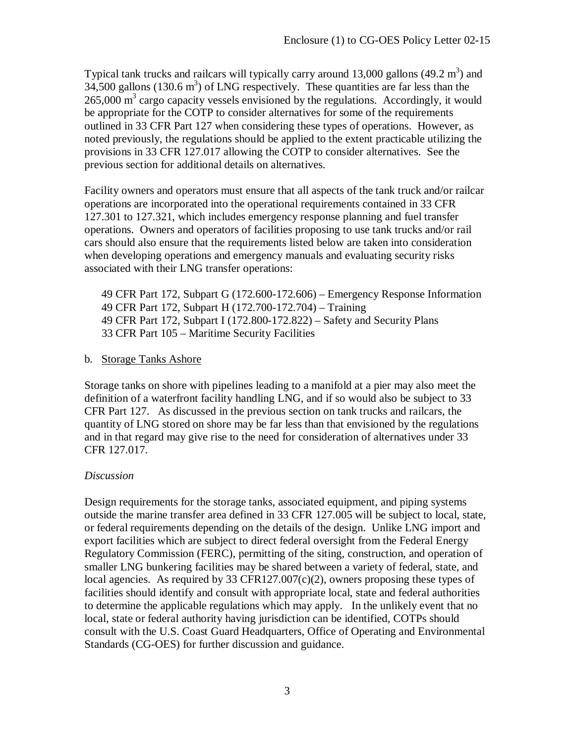Typical tank trucks and railcars will typically carry around 13,000 gallons (49.2 $m^3$) and 34,500 gallons (130.6 $m^3$) of LNG respectively. These quantities are far less than the 265,000 $m^3$ cargo capacity vessels envisioned by the regulations. Accordingly, it would be appropriate for the COTP to consider alternatives for some of the requirements outlined in 33 CFR Part 127 when considering these types of operations. However, as noted previously, the regulations should be applied to the extent practicable utilizing the provisions in 33 CFR 127.017 allowing the COTP to consider alternatives. See the previous section for additional details on alternatives.

Facility owners and operators must ensure that all aspects of the tank truck and/or railcar operations are incorporated into the operational requirements contained in 33 CFR 127.301 to 127.321, which includes emergency response planning and fuel transfer operations. Owners and operators of facilities proposing to use tank trucks and/or rail cars should also ensure that the requirements listed below are taken into consideration when developing operations and emergency manuals and evaluating security risks associated with their LNG transfer operations:

- 49 CFR Part 172, Subpart G (172.600-172.606) – Emergency Response Information
- 49 CFR Part 172, Subpart H (172.700-172.704) – Training
- 49 CFR Part 172, Subpart I (172.800-172.822) – Safety and Security Plans
- 33 CFR Part 105 – Maritime Security Facilities

b. Storage Tanks Ashore

Storage tanks on shore with pipelines leading to a manifold at a pier may also meet the definition of a waterfront facility handling LNG, and if so would also be subject to 33 CFR Part 127. As discussed in the previous section on tank trucks and railcars, the quantity of LNG stored on shore may be far less than that envisioned by the regulations and in that regard may give rise to the need for consideration of alternatives under 33 CFR 127.017.

*Discussion*

Design requirements for the storage tanks, associated equipment, and piping systems outside the marine transfer area defined in 33 CFR 127.005 will be subject to local, state, or federal requirements depending on the details of the design. Unlike LNG import and export facilities which are subject to direct federal oversight from the Federal Energy Regulatory Commission (FERC), permitting of the siting, construction, and operation of smaller LNG bunkering facilities may be shared between a variety of federal, state, and local agencies. As required by 33 CFR127.007(c)(2), owners proposing these types of facilities should identify and consult with appropriate local, state and federal authorities to determine the applicable regulations which may apply. In the unlikely event that no local, state or federal authority having jurisdiction can be identified, COTPs should consult with the U.S. Coast Guard Headquarters, Office of Operating and Environmental Standards (CG-OES) for further discussion and guidance.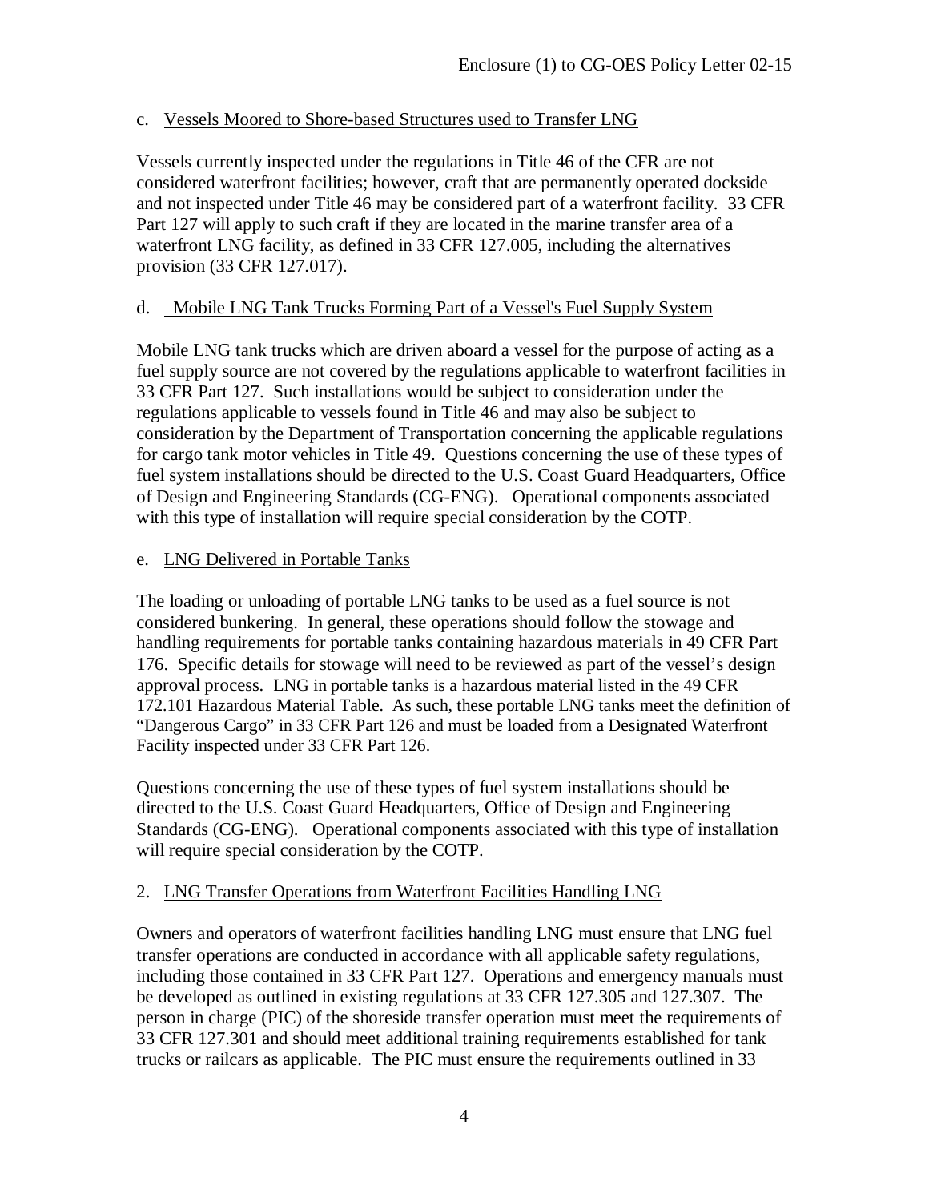c. Vessels Moored to Shore-based Structures used to Transfer LNG

Vessels currently inspected under the regulations in Title 46 of the CFR are not considered waterfront facilities; however, craft that are permanently operated dockside and not inspected under Title 46 may be considered part of a waterfront facility. 33 CFR Part 127 will apply to such craft if they are located in the marine transfer area of a waterfront LNG facility, as defined in 33 CFR 127.005, including the alternatives provision (33 CFR 127.017).

d. Mobile LNG Tank Trucks Forming Part of a Vessel's Fuel Supply System

Mobile LNG tank trucks which are driven aboard a vessel for the purpose of acting as a fuel supply source are not covered by the regulations applicable to waterfront facilities in 33 CFR Part 127. Such installations would be subject to consideration under the regulations applicable to vessels found in Title 46 and may also be subject to consideration by the Department of Transportation concerning the applicable regulations for cargo tank motor vehicles in Title 49. Questions concerning the use of these types of fuel system installations should be directed to the U.S. Coast Guard Headquarters, Office of Design and Engineering Standards (CG-ENG). Operational components associated with this type of installation will require special consideration by the COTP.

e. LNG Delivered in Portable Tanks

The loading or unloading of portable LNG tanks to be used as a fuel source is not considered bunkering. In general, these operations should follow the stowage and handling requirements for portable tanks containing hazardous materials in 49 CFR Part 176. Specific details for stowage will need to be reviewed as part of the vessel's design approval process. LNG in portable tanks is a hazardous material listed in the 49 CFR 172.101 Hazardous Material Table. As such, these portable LNG tanks meet the definition of "Dangerous Cargo" in 33 CFR Part 126 and must be loaded from a Designated Waterfront Facility inspected under 33 CFR Part 126.

Questions concerning the use of these types of fuel system installations should be directed to the U.S. Coast Guard Headquarters, Office of Design and Engineering Standards (CG-ENG). Operational components associated with this type of installation will require special consideration by the COTP.

2. LNG Transfer Operations from Waterfront Facilities Handling LNG

Owners and operators of waterfront facilities handling LNG must ensure that LNG fuel transfer operations are conducted in accordance with all applicable safety regulations, including those contained in 33 CFR Part 127. Operations and emergency manuals must be developed as outlined in existing regulations at 33 CFR 127.305 and 127.307. The person in charge (PIC) of the shoreside transfer operation must meet the requirements of 33 CFR 127.301 and should meet additional training requirements established for tank trucks or railcars as applicable. The PIC must ensure the requirements outlined in 33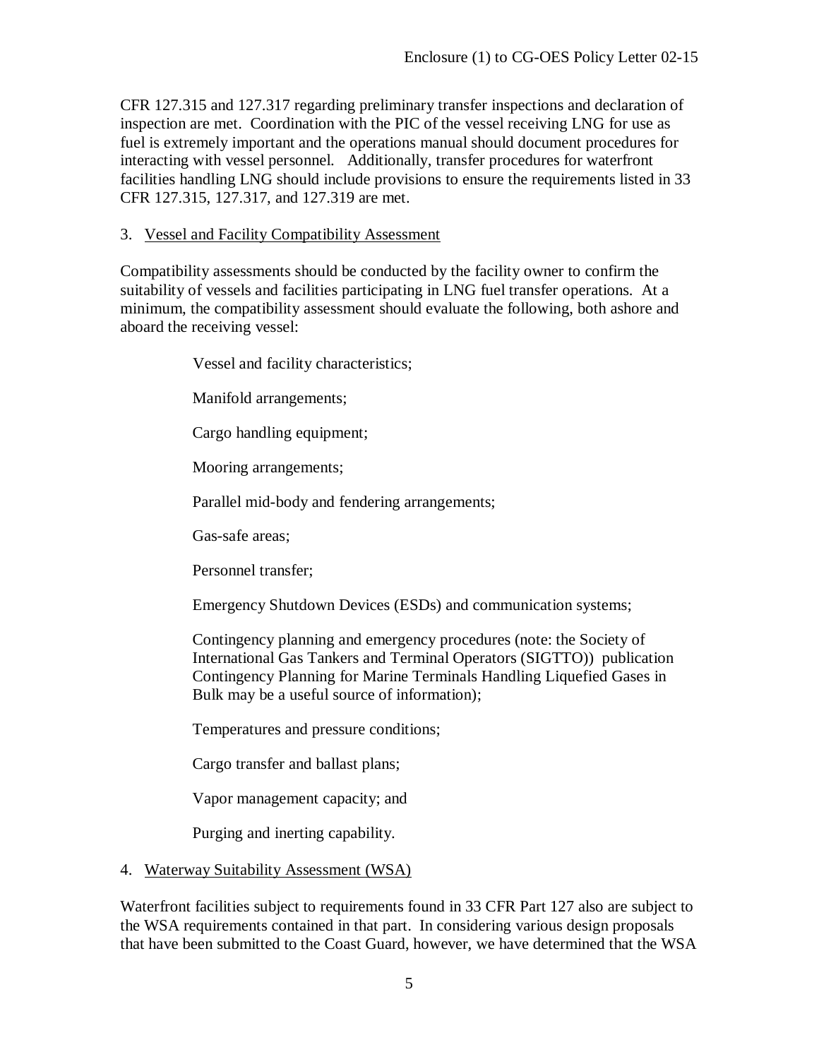CFR 127.315 and 127.317 regarding preliminary transfer inspections and declaration of inspection are met. Coordination with the PIC of the vessel receiving LNG for use as fuel is extremely important and the operations manual should document procedures for interacting with vessel personnel. Additionally, transfer procedures for waterfront facilities handling LNG should include provisions to ensure the requirements listed in 33 CFR 127.315, 127.317, and 127.319 are met.

3. <u>Vessel and Facility Compatibility Assessment</u>

Compatibility assessments should be conducted by the facility owner to confirm the suitability of vessels and facilities participating in LNG fuel transfer operations. At a minimum, the compatibility assessment should evaluate the following, both ashore and aboard the receiving vessel:

Vessel and facility characteristics;

Manifold arrangements;

Cargo handling equipment;

Mooring arrangements;

Parallel mid-body and fendering arrangements;

Gas-safe areas;

Personnel transfer;

Emergency Shutdown Devices (ESDs) and communication systems;

Contingency planning and emergency procedures (note: the Society of International Gas Tankers and Terminal Operators (SIGTTO)) publication Contingency Planning for Marine Terminals Handling Liquefied Gases in Bulk may be a useful source of information);

Temperatures and pressure conditions;

Cargo transfer and ballast plans;

Vapor management capacity; and

Purging and inerting capability.

4. <u>Waterway Suitability Assessment (WSA)</u>

Waterfront facilities subject to requirements found in 33 CFR Part 127 also are subject to the WSA requirements contained in that part. In considering various design proposals that have been submitted to the Coast Guard, however, we have determined that the WSA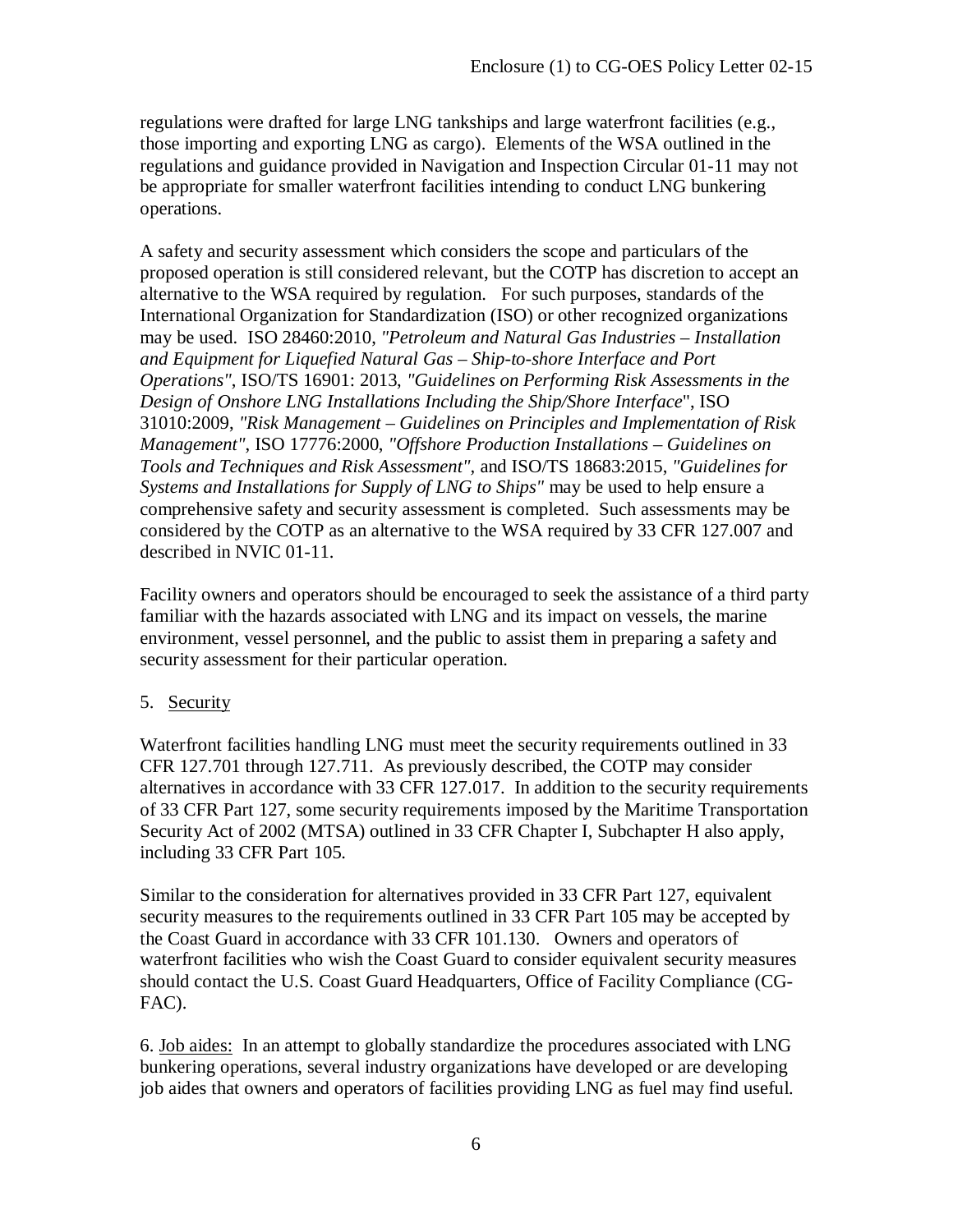regulations were drafted for large LNG tankships and large waterfront facilities (e.g., those importing and exporting LNG as cargo). Elements of the WSA outlined in the regulations and guidance provided in Navigation and Inspection Circular 01-11 may not be appropriate for smaller waterfront facilities intending to conduct LNG bunkering operations.

A safety and security assessment which considers the scope and particulars of the proposed operation is still considered relevant, but the COTP has discretion to accept an alternative to the WSA required by regulation. For such purposes, standards of the International Organization for Standardization (ISO) or other recognized organizations may be used. ISO 28460:2010, *"Petroleum and Natural Gas Industries – Installation and Equipment for Liquefied Natural Gas – Ship-to-shore Interface and Port Operations"*, ISO/TS 16901: 2013, *"Guidelines on Performing Risk Assessments in the Design of Onshore LNG Installations Including the Ship/Shore Interface*", ISO 31010:2009, *"Risk Management – Guidelines on Principles and Implementation of Risk Management"*, ISO 17776:2000, *"Offshore Production Installations – Guidelines on Tools and Techniques and Risk Assessment"*, and ISO/TS 18683:2015, *"Guidelines for Systems and Installations for Supply of LNG to Ships"* may be used to help ensure a comprehensive safety and security assessment is completed. Such assessments may be considered by the COTP as an alternative to the WSA required by 33 CFR 127.007 and described in NVIC 01-11.

Facility owners and operators should be encouraged to seek the assistance of a third party familiar with the hazards associated with LNG and its impact on vessels, the marine environment, vessel personnel, and the public to assist them in preparing a safety and security assessment for their particular operation.

5. Security

Waterfront facilities handling LNG must meet the security requirements outlined in 33 CFR 127.701 through 127.711. As previously described, the COTP may consider alternatives in accordance with 33 CFR 127.017. In addition to the security requirements of 33 CFR Part 127, some security requirements imposed by the Maritime Transportation Security Act of 2002 (MTSA) outlined in 33 CFR Chapter I, Subchapter H also apply, including 33 CFR Part 105.

Similar to the consideration for alternatives provided in 33 CFR Part 127, equivalent security measures to the requirements outlined in 33 CFR Part 105 may be accepted by the Coast Guard in accordance with 33 CFR 101.130. Owners and operators of waterfront facilities who wish the Coast Guard to consider equivalent security measures should contact the U.S. Coast Guard Headquarters, Office of Facility Compliance (CG-FAC).

6. Job aides: In an attempt to globally standardize the procedures associated with LNG bunkering operations, several industry organizations have developed or are developing job aides that owners and operators of facilities providing LNG as fuel may find useful.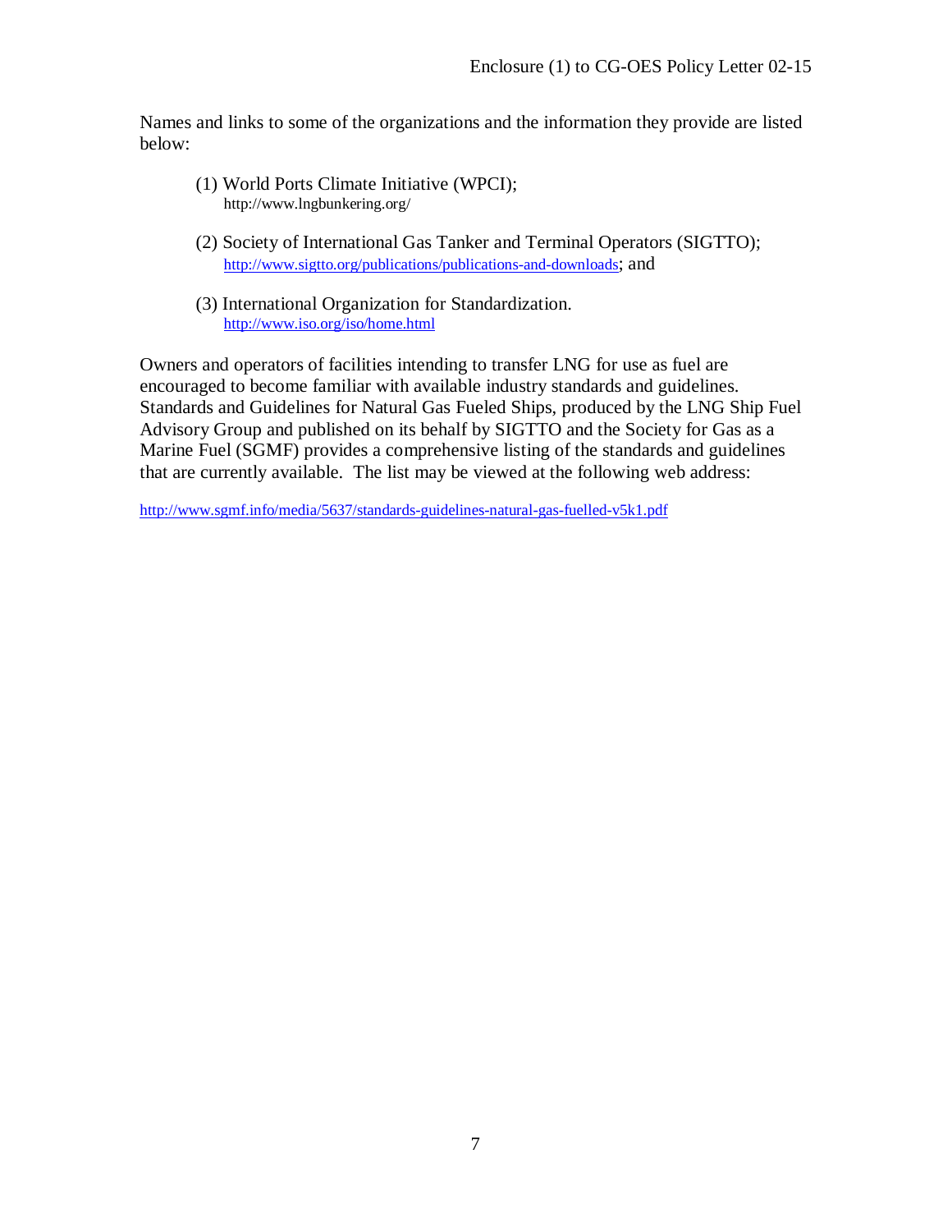Names and links to some of the organizations and the information they provide are listed below:

(1) World Ports Climate Initiative (WPCI);
http://www.lngbunkering.org/

(2) Society of International Gas Tanker and Terminal Operators (SIGTTO);
http://www.sigtto.org/publications/publications-and-downloads; and

(3) International Organization for Standardization.
http://www.iso.org/iso/home.html

Owners and operators of facilities intending to transfer LNG for use as fuel are encouraged to become familiar with available industry standards and guidelines. Standards and Guidelines for Natural Gas Fueled Ships, produced by the LNG Ship Fuel Advisory Group and published on its behalf by SIGTTO and the Society for Gas as a Marine Fuel (SGMF) provides a comprehensive listing of the standards and guidelines that are currently available. The list may be viewed at the following web address:

http://www.sgmf.info/media/5637/standards-guidelines-natural-gas-fuelled-v5k1.pdf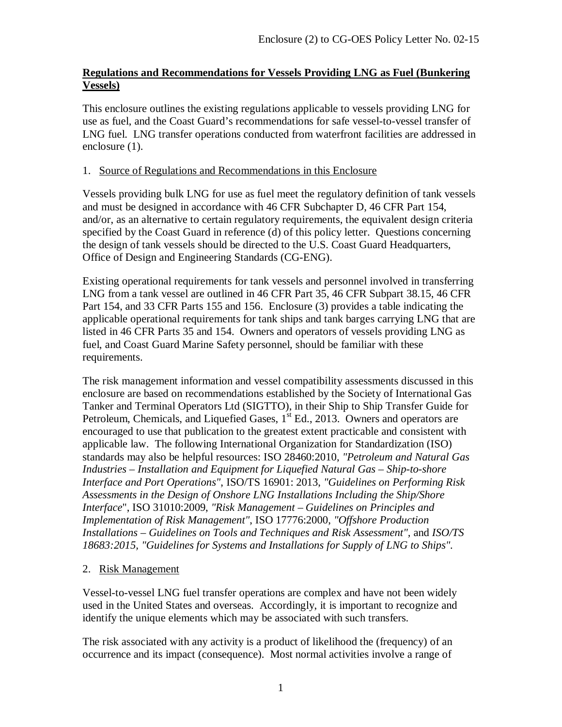## Regulations and Recommendations for Vessels Providing LNG as Fuel (Bunkering Vessels)

This enclosure outlines the existing regulations applicable to vessels providing LNG for use as fuel, and the Coast Guard's recommendations for safe vessel-to-vessel transfer of LNG fuel. LNG transfer operations conducted from waterfront facilities are addressed in enclosure (1).

### 1. Source of Regulations and Recommendations in this Enclosure

Vessels providing bulk LNG for use as fuel meet the regulatory definition of tank vessels and must be designed in accordance with 46 CFR Subchapter D, 46 CFR Part 154, and/or, as an alternative to certain regulatory requirements, the equivalent design criteria specified by the Coast Guard in reference (d) of this policy letter. Questions concerning the design of tank vessels should be directed to the U.S. Coast Guard Headquarters, Office of Design and Engineering Standards (CG-ENG).

Existing operational requirements for tank vessels and personnel involved in transferring LNG from a tank vessel are outlined in 46 CFR Part 35, 46 CFR Subpart 38.15, 46 CFR Part 154, and 33 CFR Parts 155 and 156. Enclosure (3) provides a table indicating the applicable operational requirements for tank ships and tank barges carrying LNG that are listed in 46 CFR Parts 35 and 154. Owners and operators of vessels providing LNG as fuel, and Coast Guard Marine Safety personnel, should be familiar with these requirements.

The risk management information and vessel compatibility assessments discussed in this enclosure are based on recommendations established by the Society of International Gas Tanker and Terminal Operators Ltd (SIGTTO), in their Ship to Ship Transfer Guide for Petroleum, Chemicals, and Liquefied Gases, 1st Ed., 2013. Owners and operators are encouraged to use that publication to the greatest extent practicable and consistent with applicable law. The following International Organization for Standardization (ISO) standards may also be helpful resources: ISO 28460:2010, *"Petroleum and Natural Gas Industries – Installation and Equipment for Liquefied Natural Gas – Ship-to-shore Interface and Port Operations"*, ISO/TS 16901: 2013, *"Guidelines on Performing Risk Assessments in the Design of Onshore LNG Installations Including the Ship/Shore Interface*", ISO 31010:2009, *"Risk Management – Guidelines on Principles and Implementation of Risk Management"*, ISO 17776:2000, *"Offshore Production Installations – Guidelines on Tools and Techniques and Risk Assessment"*, and *ISO/TS 18683:2015*, *"Guidelines for Systems and Installations for Supply of LNG to Ships"*.

### 2. Risk Management

Vessel-to-vessel LNG fuel transfer operations are complex and have not been widely used in the United States and overseas. Accordingly, it is important to recognize and identify the unique elements which may be associated with such transfers.

The risk associated with any activity is a product of likelihood the (frequency) of an occurrence and its impact (consequence). Most normal activities involve a range of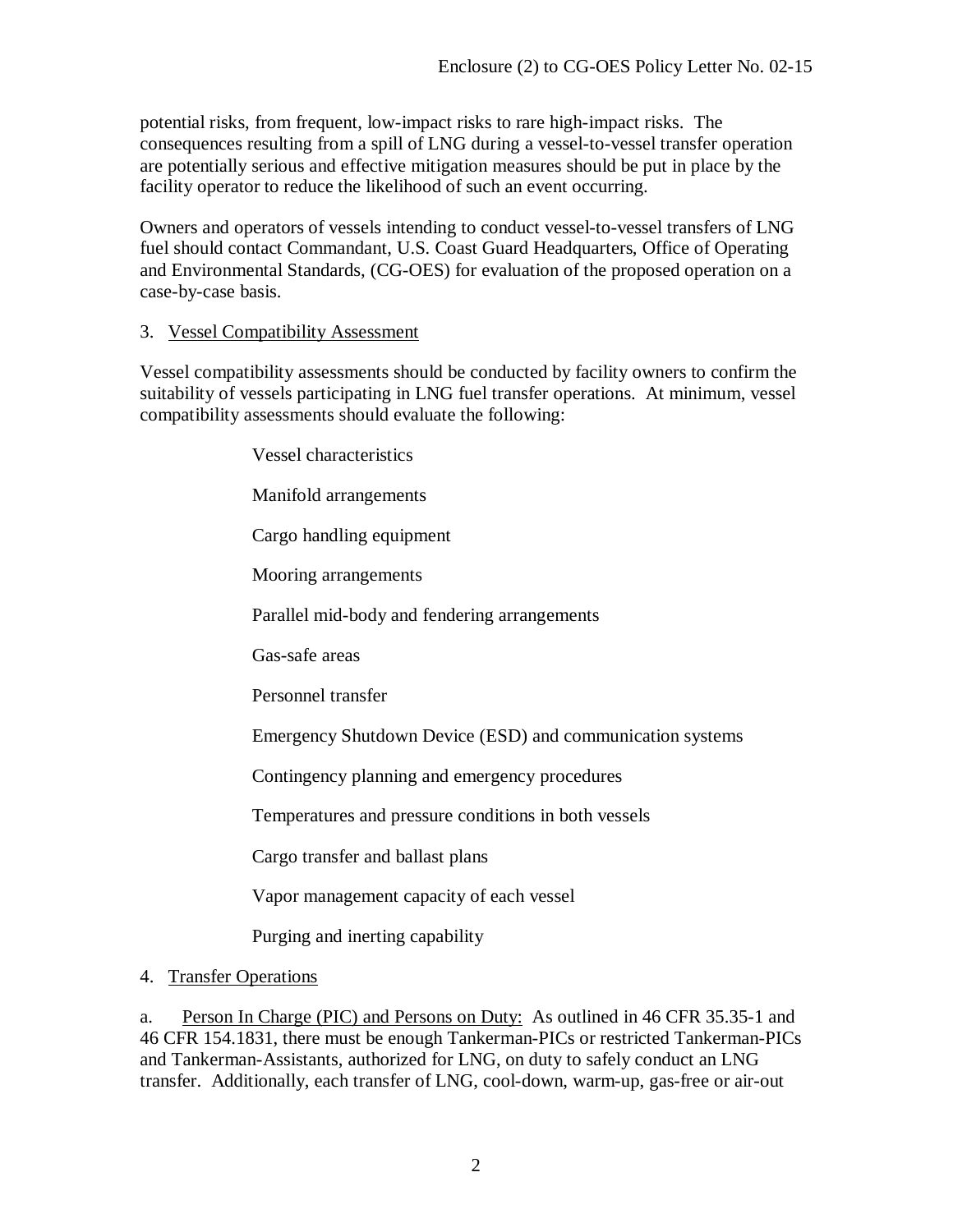potential risks, from frequent, low-impact risks to rare high-impact risks. The consequences resulting from a spill of LNG during a vessel-to-vessel transfer operation are potentially serious and effective mitigation measures should be put in place by the facility operator to reduce the likelihood of such an event occurring.

Owners and operators of vessels intending to conduct vessel-to-vessel transfers of LNG fuel should contact Commandant, U.S. Coast Guard Headquarters, Office of Operating and Environmental Standards, (CG-OES) for evaluation of the proposed operation on a case-by-case basis.

3. Vessel Compatibility Assessment

Vessel compatibility assessments should be conducted by facility owners to confirm the suitability of vessels participating in LNG fuel transfer operations. At minimum, vessel compatibility assessments should evaluate the following:

- Vessel characteristics
- Manifold arrangements
- Cargo handling equipment
- Mooring arrangements
- Parallel mid-body and fendering arrangements
- Gas-safe areas
- Personnel transfer
- Emergency Shutdown Device (ESD) and communication systems
- Contingency planning and emergency procedures
- Temperatures and pressure conditions in both vessels
- Cargo transfer and ballast plans
- Vapor management capacity of each vessel
- Purging and inerting capability

4. Transfer Operations

a. Person In Charge (PIC) and Persons on Duty: As outlined in 46 CFR 35.35-1 and 46 CFR 154.1831, there must be enough Tankerman-PICs or restricted Tankerman-PICs and Tankerman-Assistants, authorized for LNG, on duty to safely conduct an LNG transfer. Additionally, each transfer of LNG, cool-down, warm-up, gas-free or air-out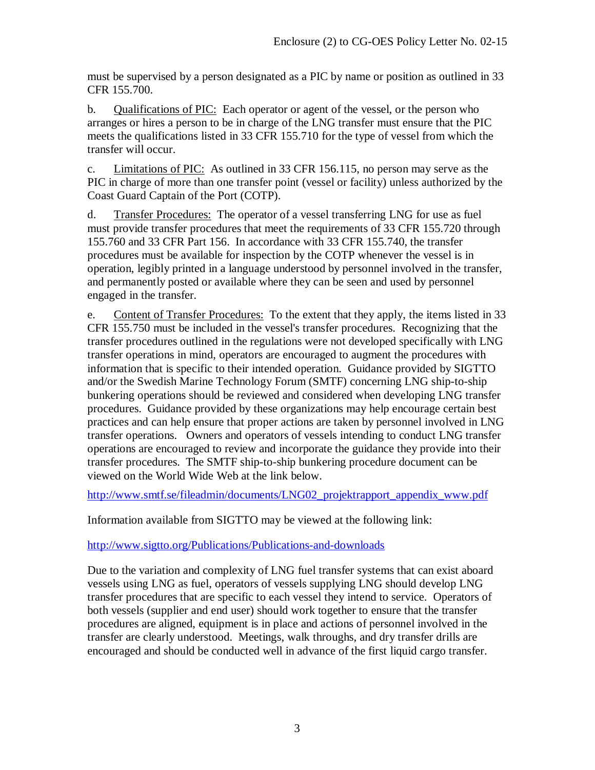must be supervised by a person designated as a PIC by name or position as outlined in 33 CFR 155.700.

b. Qualifications of PIC: Each operator or agent of the vessel, or the person who arranges or hires a person to be in charge of the LNG transfer must ensure that the PIC meets the qualifications listed in 33 CFR 155.710 for the type of vessel from which the transfer will occur.

c. Limitations of PIC: As outlined in 33 CFR 156.115, no person may serve as the PIC in charge of more than one transfer point (vessel or facility) unless authorized by the Coast Guard Captain of the Port (COTP).

d. Transfer Procedures: The operator of a vessel transferring LNG for use as fuel must provide transfer procedures that meet the requirements of 33 CFR 155.720 through 155.760 and 33 CFR Part 156. In accordance with 33 CFR 155.740, the transfer procedures must be available for inspection by the COTP whenever the vessel is in operation, legibly printed in a language understood by personnel involved in the transfer, and permanently posted or available where they can be seen and used by personnel engaged in the transfer.

e. Content of Transfer Procedures: To the extent that they apply, the items listed in 33 CFR 155.750 must be included in the vessel's transfer procedures. Recognizing that the transfer procedures outlined in the regulations were not developed specifically with LNG transfer operations in mind, operators are encouraged to augment the procedures with information that is specific to their intended operation. Guidance provided by SIGTTO and/or the Swedish Marine Technology Forum (SMTF) concerning LNG ship-to-ship bunkering operations should be reviewed and considered when developing LNG transfer procedures. Guidance provided by these organizations may help encourage certain best practices and can help ensure that proper actions are taken by personnel involved in LNG transfer operations. Owners and operators of vessels intending to conduct LNG transfer operations are encouraged to review and incorporate the guidance they provide into their transfer procedures. The SMTF ship-to-ship bunkering procedure document can be viewed on the World Wide Web at the link below.

http://www.smtf.se/fileadmin/documents/LNG02_projektrapport_appendix_www.pdf

Information available from SIGTTO may be viewed at the following link:

http://www.sigtto.org/Publications/Publications-and-downloads

Due to the variation and complexity of LNG fuel transfer systems that can exist aboard vessels using LNG as fuel, operators of vessels supplying LNG should develop LNG transfer procedures that are specific to each vessel they intend to service. Operators of both vessels (supplier and end user) should work together to ensure that the transfer procedures are aligned, equipment is in place and actions of personnel involved in the transfer are clearly understood. Meetings, walk throughs, and dry transfer drills are encouraged and should be conducted well in advance of the first liquid cargo transfer.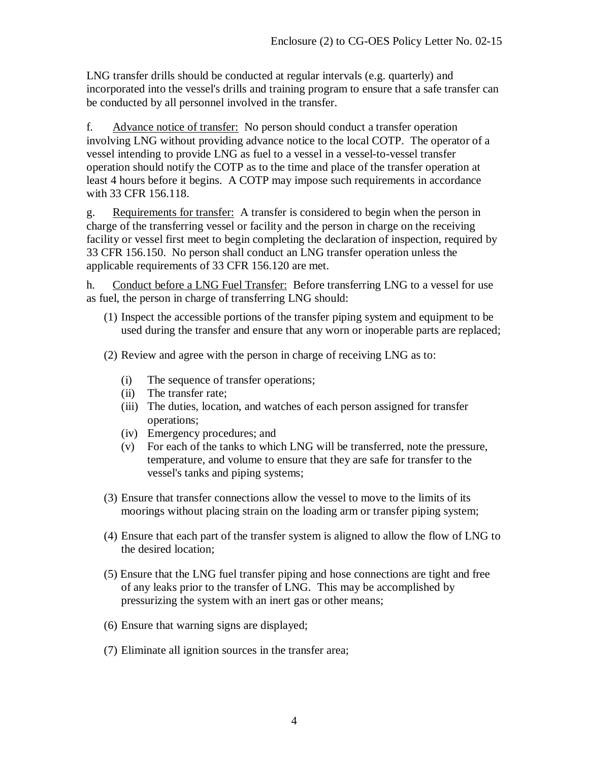LNG transfer drills should be conducted at regular intervals (e.g. quarterly) and incorporated into the vessel's drills and training program to ensure that a safe transfer can be conducted by all personnel involved in the transfer.

f. Advance notice of transfer: No person should conduct a transfer operation involving LNG without providing advance notice to the local COTP. The operator of a vessel intending to provide LNG as fuel to a vessel in a vessel-to-vessel transfer operation should notify the COTP as to the time and place of the transfer operation at least 4 hours before it begins. A COTP may impose such requirements in accordance with 33 CFR 156.118.

g. Requirements for transfer: A transfer is considered to begin when the person in charge of the transferring vessel or facility and the person in charge on the receiving facility or vessel first meet to begin completing the declaration of inspection, required by 33 CFR 156.150. No person shall conduct an LNG transfer operation unless the applicable requirements of 33 CFR 156.120 are met.

h. Conduct before a LNG Fuel Transfer: Before transferring LNG to a vessel for use as fuel, the person in charge of transferring LNG should:

(1) Inspect the accessible portions of the transfer piping system and equipment to be used during the transfer and ensure that any worn or inoperable parts are replaced;

(2) Review and agree with the person in charge of receiving LNG as to:

- (i) The sequence of transfer operations;
- (ii) The transfer rate;
- (iii) The duties, location, and watches of each person assigned for transfer operations;
- (iv) Emergency procedures; and
- (v) For each of the tanks to which LNG will be transferred, note the pressure, temperature, and volume to ensure that they are safe for transfer to the vessel's tanks and piping systems;

(3) Ensure that transfer connections allow the vessel to move to the limits of its moorings without placing strain on the loading arm or transfer piping system;

(4) Ensure that each part of the transfer system is aligned to allow the flow of LNG to the desired location;

(5) Ensure that the LNG fuel transfer piping and hose connections are tight and free of any leaks prior to the transfer of LNG. This may be accomplished by pressurizing the system with an inert gas or other means;

(6) Ensure that warning signs are displayed;

(7) Eliminate all ignition sources in the transfer area;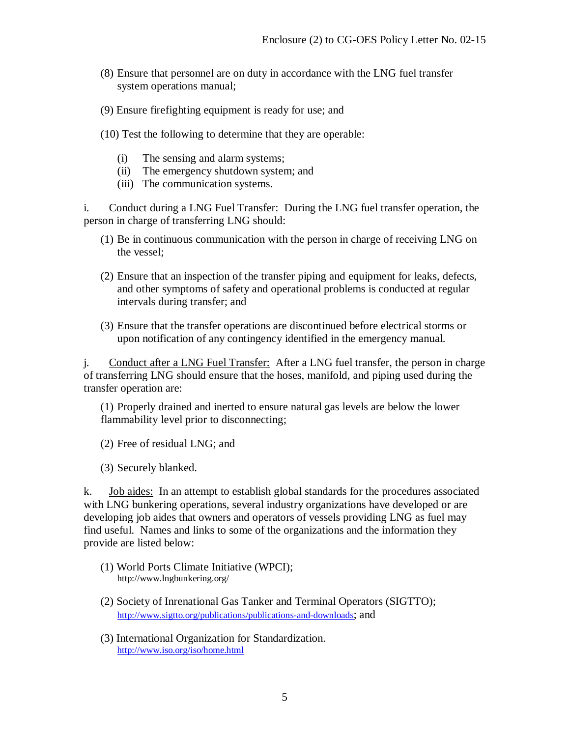(8) Ensure that personnel are on duty in accordance with the LNG fuel transfer system operations manual;

(9) Ensure firefighting equipment is ready for use; and

(10) Test the following to determine that they are operable:

- (i) The sensing and alarm systems;
- (ii) The emergency shutdown system; and
- (iii) The communication systems.

i. <u>Conduct during a LNG Fuel Transfer:</u> During the LNG fuel transfer operation, the person in charge of transferring LNG should:

(1) Be in continuous communication with the person in charge of receiving LNG on the vessel;

(2) Ensure that an inspection of the transfer piping and equipment for leaks, defects, and other symptoms of safety and operational problems is conducted at regular intervals during transfer; and

(3) Ensure that the transfer operations are discontinued before electrical storms or upon notification of any contingency identified in the emergency manual.

j. <u>Conduct after a LNG Fuel Transfer:</u> After a LNG fuel transfer, the person in charge of transferring LNG should ensure that the hoses, manifold, and piping used during the transfer operation are:

(1) Properly drained and inerted to ensure natural gas levels are below the lower flammability level prior to disconnecting;

(2) Free of residual LNG; and

(3) Securely blanked.

k. <u>Job aides:</u> In an attempt to establish global standards for the procedures associated with LNG bunkering operations, several industry organizations have developed or are developing job aides that owners and operators of vessels providing LNG as fuel may find useful. Names and links to some of the organizations and the information they provide are listed below:

(1) World Ports Climate Initiative (WPCI);
http://www.lngbunkering.org/

(2) Society of Inrenational Gas Tanker and Terminal Operators (SIGTTO);
http://www.sigtto.org/publications/publications-and-downloads; and

(3) International Organization for Standardization.
http://www.iso.org/iso/home.html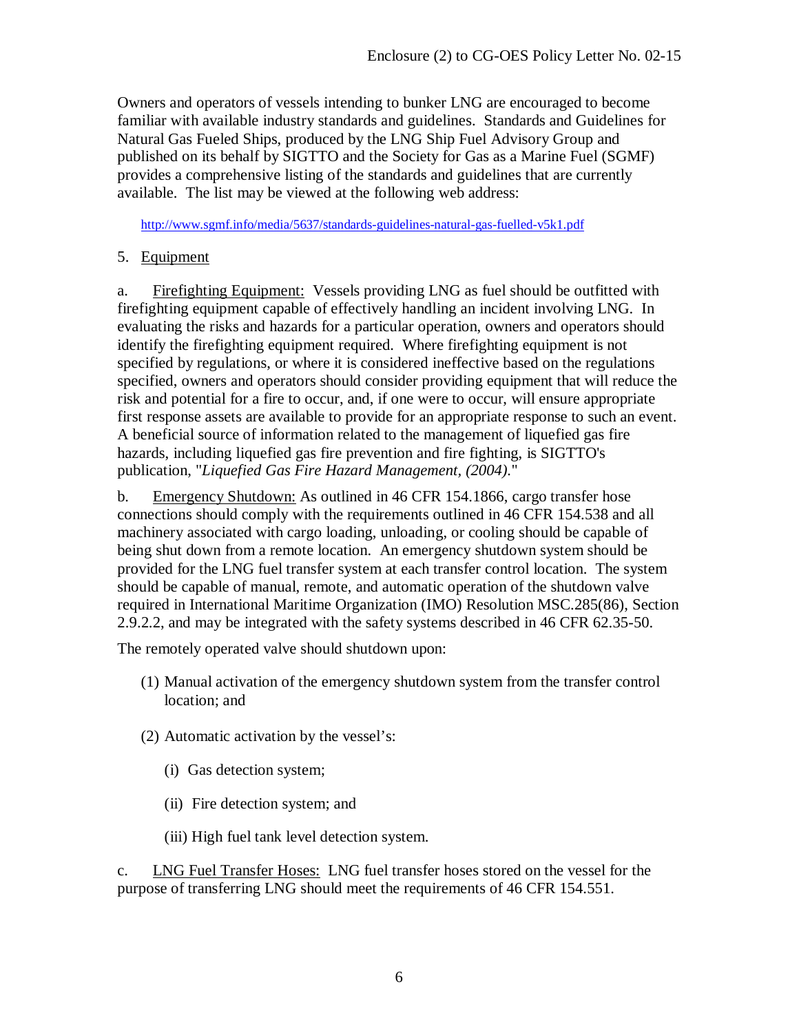Owners and operators of vessels intending to bunker LNG are encouraged to become familiar with available industry standards and guidelines. Standards and Guidelines for Natural Gas Fueled Ships, produced by the LNG Ship Fuel Advisory Group and published on its behalf by SIGTTO and the Society for Gas as a Marine Fuel (SGMF) provides a comprehensive listing of the standards and guidelines that are currently available. The list may be viewed at the following web address:

http://www.sgmf.info/media/5637/standards-guidelines-natural-gas-fuelled-v5k1.pdf

5. Equipment

a. Firefighting Equipment: Vessels providing LNG as fuel should be outfitted with firefighting equipment capable of effectively handling an incident involving LNG. In evaluating the risks and hazards for a particular operation, owners and operators should identify the firefighting equipment required. Where firefighting equipment is not specified by regulations, or where it is considered ineffective based on the regulations specified, owners and operators should consider providing equipment that will reduce the risk and potential for a fire to occur, and, if one were to occur, will ensure appropriate first response assets are available to provide for an appropriate response to such an event. A beneficial source of information related to the management of liquefied gas fire hazards, including liquefied gas fire prevention and fire fighting, is SIGTTO's publication, "*Liquefied Gas Fire Hazard Management, (2004).*"

b. Emergency Shutdown: As outlined in 46 CFR 154.1866, cargo transfer hose connections should comply with the requirements outlined in 46 CFR 154.538 and all machinery associated with cargo loading, unloading, or cooling should be capable of being shut down from a remote location. An emergency shutdown system should be provided for the LNG fuel transfer system at each transfer control location. The system should be capable of manual, remote, and automatic operation of the shutdown valve required in International Maritime Organization (IMO) Resolution MSC.285(86), Section 2.9.2.2, and may be integrated with the safety systems described in 46 CFR 62.35-50.

The remotely operated valve should shutdown upon:

(1) Manual activation of the emergency shutdown system from the transfer control location; and

(2) Automatic activation by the vessel's:

  (i) Gas detection system;

  (ii) Fire detection system; and

  (iii) High fuel tank level detection system.

c. LNG Fuel Transfer Hoses: LNG fuel transfer hoses stored on the vessel for the purpose of transferring LNG should meet the requirements of 46 CFR 154.551.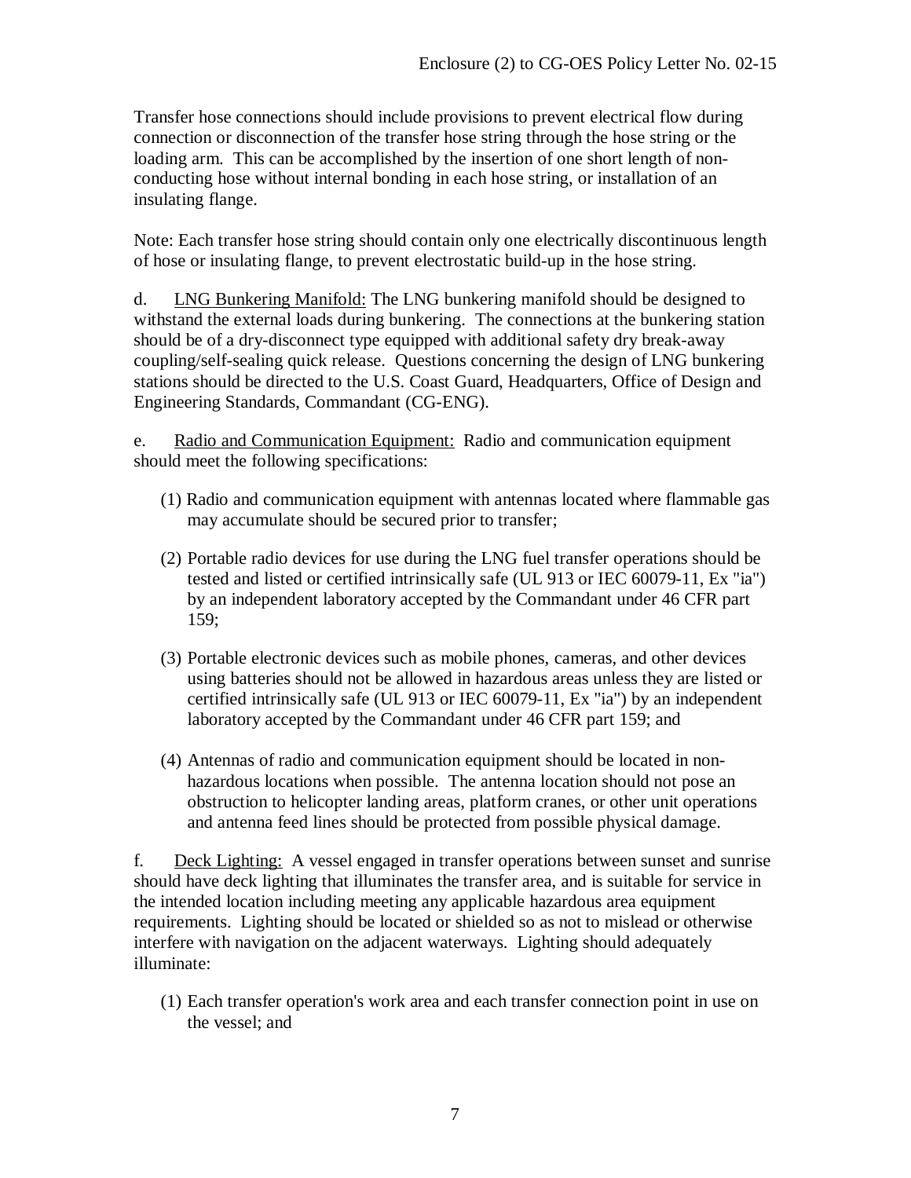Transfer hose connections should include provisions to prevent electrical flow during connection or disconnection of the transfer hose string through the hose string or the loading arm. This can be accomplished by the insertion of one short length of non-conducting hose without internal bonding in each hose string, or installation of an insulating flange.

Note: Each transfer hose string should contain only one electrically discontinuous length of hose or insulating flange, to prevent electrostatic build-up in the hose string.

d. <u>LNG Bunkering Manifold:</u> The LNG bunkering manifold should be designed to withstand the external loads during bunkering. The connections at the bunkering station should be of a dry-disconnect type equipped with additional safety dry break-away coupling/self-sealing quick release. Questions concerning the design of LNG bunkering stations should be directed to the U.S. Coast Guard, Headquarters, Office of Design and Engineering Standards, Commandant (CG-ENG).

e. <u>Radio and Communication Equipment:</u> Radio and communication equipment should meet the following specifications:

(1) Radio and communication equipment with antennas located where flammable gas may accumulate should be secured prior to transfer;

(2) Portable radio devices for use during the LNG fuel transfer operations should be tested and listed or certified intrinsically safe (UL 913 or IEC 60079-11, Ex "ia") by an independent laboratory accepted by the Commandant under 46 CFR part 159;

(3) Portable electronic devices such as mobile phones, cameras, and other devices using batteries should not be allowed in hazardous areas unless they are listed or certified intrinsically safe (UL 913 or IEC 60079-11, Ex "ia") by an independent laboratory accepted by the Commandant under 46 CFR part 159; and

(4) Antennas of radio and communication equipment should be located in non-hazardous locations when possible. The antenna location should not pose an obstruction to helicopter landing areas, platform cranes, or other unit operations and antenna feed lines should be protected from possible physical damage.

f. <u>Deck Lighting:</u> A vessel engaged in transfer operations between sunset and sunrise should have deck lighting that illuminates the transfer area, and is suitable for service in the intended location including meeting any applicable hazardous area equipment requirements. Lighting should be located or shielded so as not to mislead or otherwise interfere with navigation on the adjacent waterways. Lighting should adequately illuminate:

(1) Each transfer operation's work area and each transfer connection point in use on the vessel; and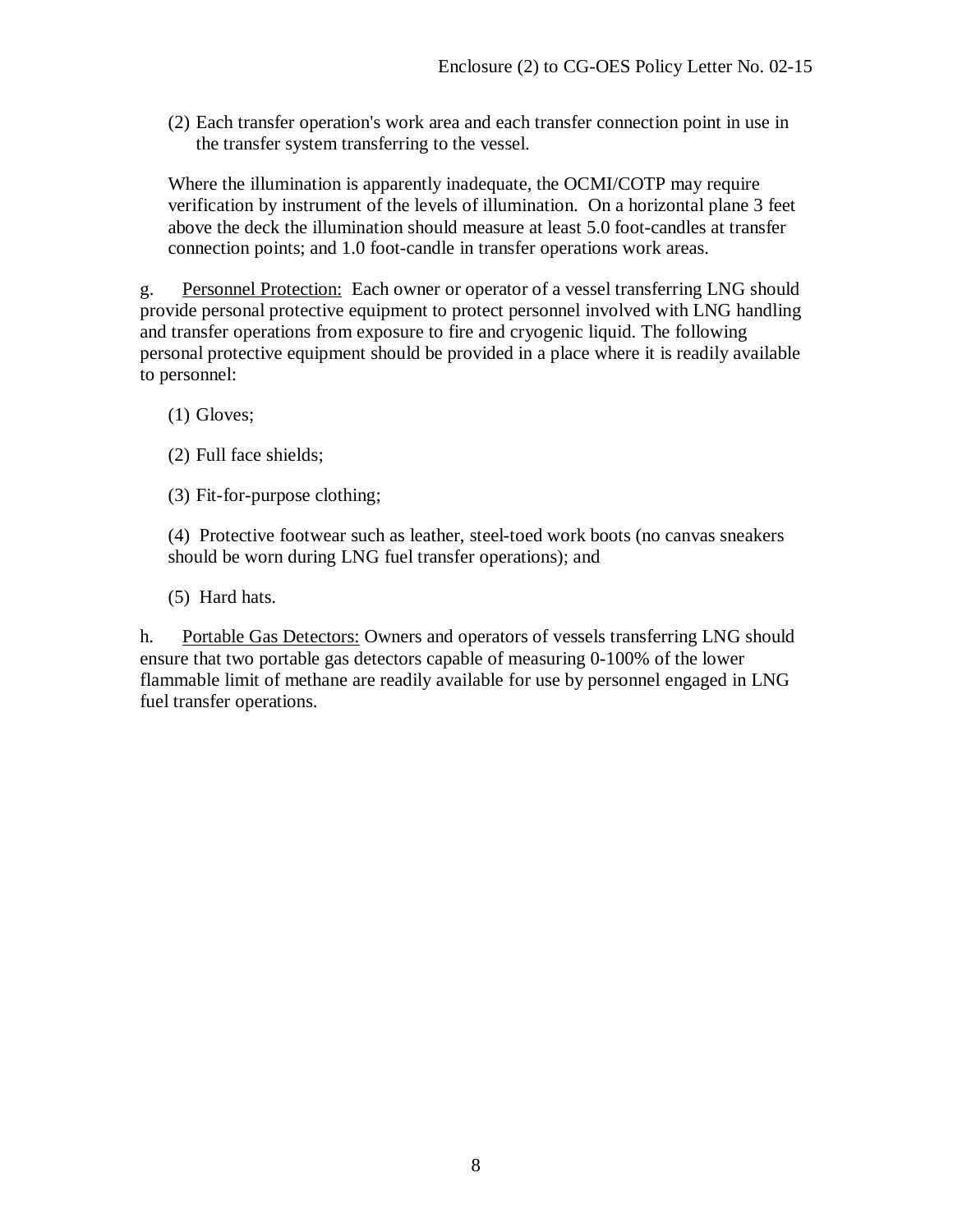(2) Each transfer operation's work area and each transfer connection point in use in the transfer system transferring to the vessel.

Where the illumination is apparently inadequate, the OCMI/COTP may require verification by instrument of the levels of illumination. On a horizontal plane 3 feet above the deck the illumination should measure at least 5.0 foot-candles at transfer connection points; and 1.0 foot-candle in transfer operations work areas.

g. Personnel Protection: Each owner or operator of a vessel transferring LNG should provide personal protective equipment to protect personnel involved with LNG handling and transfer operations from exposure to fire and cryogenic liquid. The following personal protective equipment should be provided in a place where it is readily available to personnel:

(1) Gloves;

(2) Full face shields;

(3) Fit-for-purpose clothing;

(4) Protective footwear such as leather, steel-toed work boots (no canvas sneakers should be worn during LNG fuel transfer operations); and

(5) Hard hats.

h. Portable Gas Detectors: Owners and operators of vessels transferring LNG should ensure that two portable gas detectors capable of measuring 0-100% of the lower flammable limit of methane are readily available for use by personnel engaged in LNG fuel transfer operations.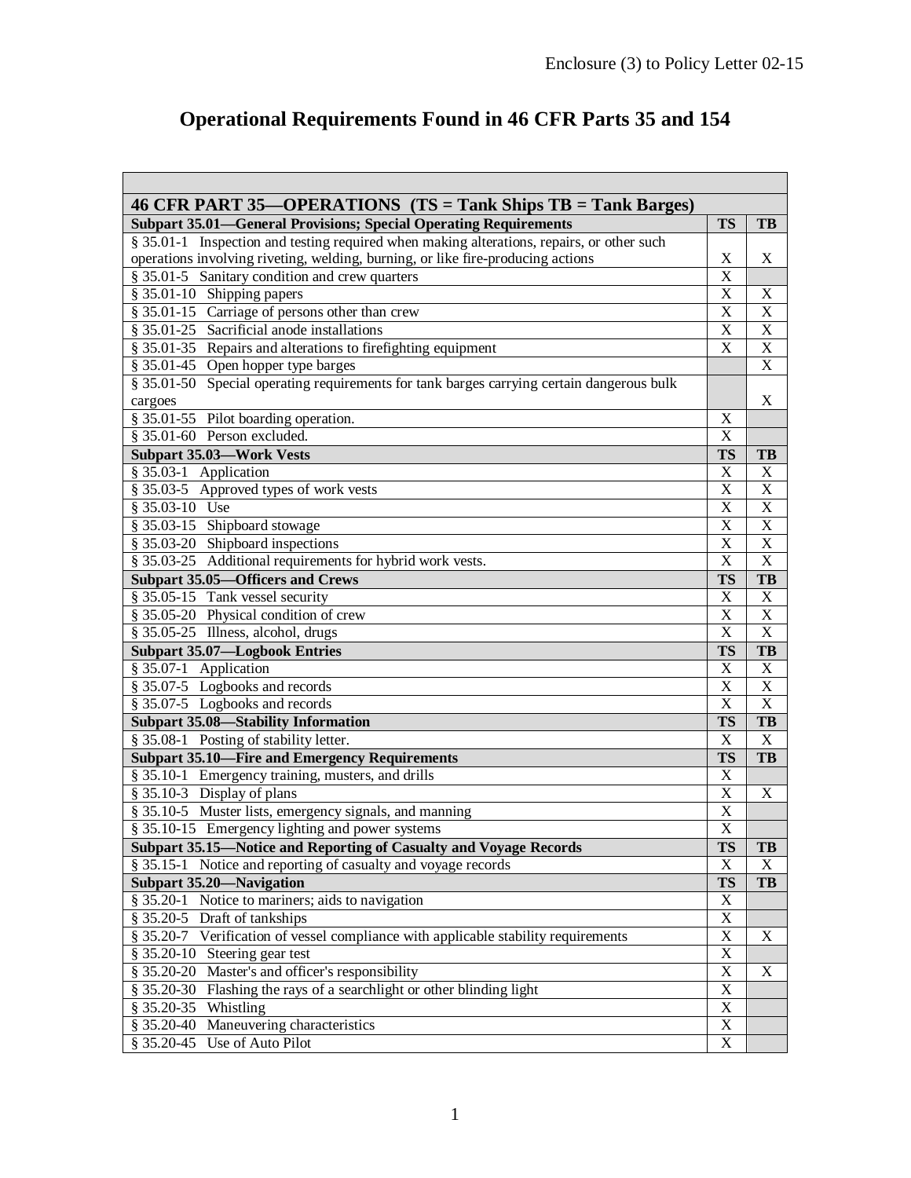Enclosure (3) to Policy Letter 02-15

# Operational Requirements Found in 46 CFR Parts 35 and 154

| 46 CFR PART 35—OPERATIONS (TS = Tank Ships TB = Tank Barges) | | |
|---|---|---|
| **Subpart 35.01—General Provisions; Special Operating Requirements** | **TS** | **TB** |
| § 35.01-1 Inspection and testing required when making alterations, repairs, or other such operations involving riveting, welding, burning, or like fire-producing actions | X | X |
| § 35.01-5 Sanitary condition and crew quarters | X | |
| § 35.01-10 Shipping papers | X | X |
| § 35.01-15 Carriage of persons other than crew | X | X |
| § 35.01-25 Sacrificial anode installations | X | X |
| § 35.01-35 Repairs and alterations to firefighting equipment | X | X |
| § 35.01-45 Open hopper type barges | | X |
| § 35.01-50 Special operating requirements for tank barges carrying certain dangerous bulk cargoes | | X |
| § 35.01-55 Pilot boarding operation. | X | |
| § 35.01-60 Person excluded. | X | |
| **Subpart 35.03—Work Vests** | **TS** | **TB** |
| § 35.03-1 Application | X | X |
| § 35.03-5 Approved types of work vests | X | X |
| § 35.03-10 Use | X | X |
| § 35.03-15 Shipboard stowage | X | X |
| § 35.03-20 Shipboard inspections | X | X |
| § 35.03-25 Additional requirements for hybrid work vests. | X | X |
| **Subpart 35.05—Officers and Crews** | **TS** | **TB** |
| § 35.05-15 Tank vessel security | X | X |
| § 35.05-20 Physical condition of crew | X | X |
| § 35.05-25 Illness, alcohol, drugs | X | X |
| **Subpart 35.07—Logbook Entries** | **TS** | **TB** |
| § 35.07-1 Application | X | X |
| § 35.07-5 Logbooks and records | X | X |
| § 35.07-5 Logbooks and records | X | X |
| **Subpart 35.08—Stability Information** | **TS** | **TB** |
| § 35.08-1 Posting of stability letter. | X | X |
| **Subpart 35.10—Fire and Emergency Requirements** | **TS** | **TB** |
| § 35.10-1 Emergency training, musters, and drills | X | |
| § 35.10-3 Display of plans | X | X |
| § 35.10-5 Muster lists, emergency signals, and manning | X | |
| § 35.10-15 Emergency lighting and power systems | X | |
| **Subpart 35.15—Notice and Reporting of Casualty and Voyage Records** | **TS** | **TB** |
| § 35.15-1 Notice and reporting of casualty and voyage records | X | X |
| **Subpart 35.20—Navigation** | **TS** | **TB** |
| § 35.20-1 Notice to mariners; aids to navigation | X | |
| § 35.20-5 Draft of tankships | X | |
| § 35.20-7 Verification of vessel compliance with applicable stability requirements | X | X |
| § 35.20-10 Steering gear test | X | |
| § 35.20-20 Master's and officer's responsibility | X | X |
| § 35.20-30 Flashing the rays of a searchlight or other blinding light | X | |
| § 35.20-35 Whistling | X | |
| § 35.20-40 Maneuvering characteristics | X | |
| § 35.20-45 Use of Auto Pilot | X | |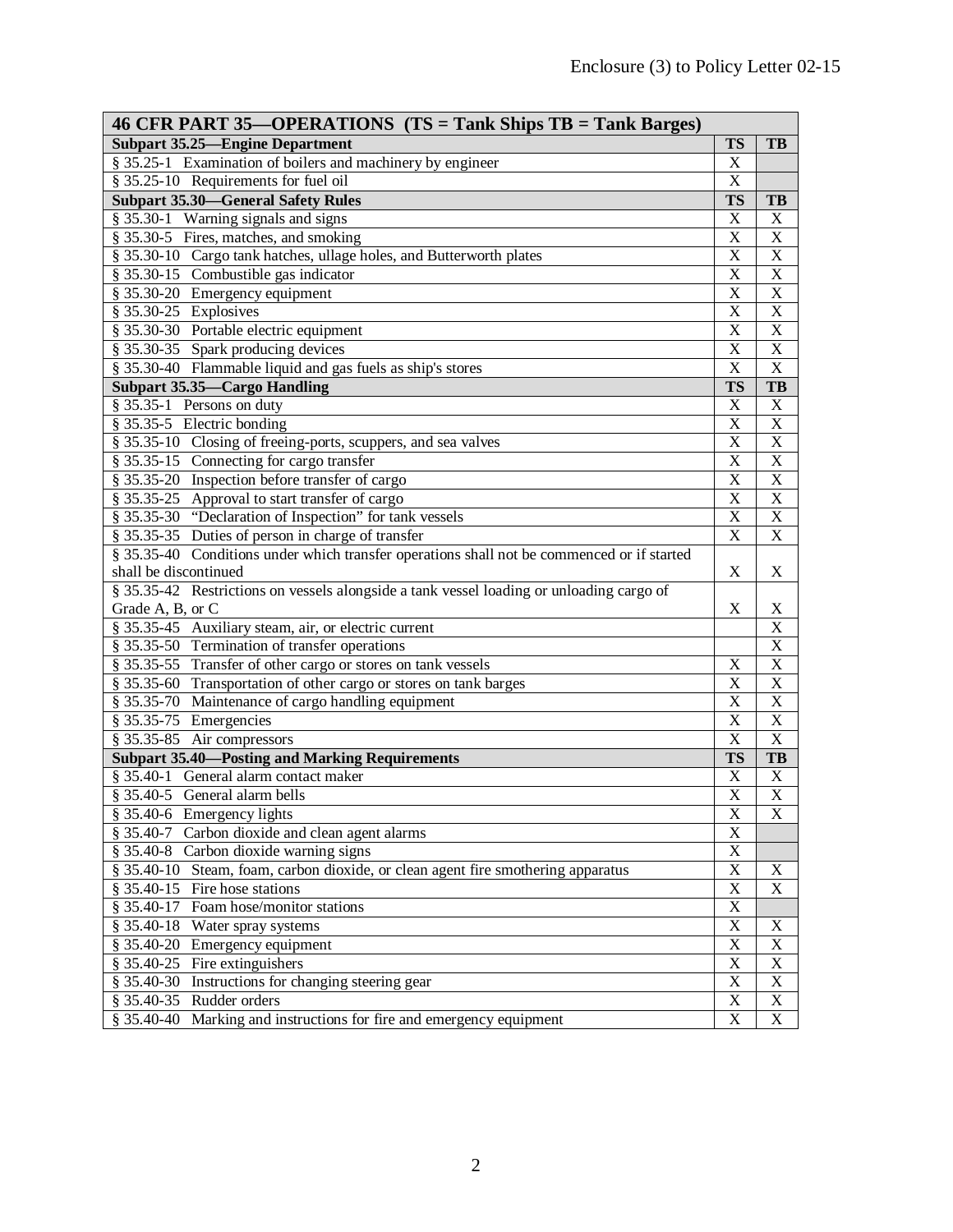Enclosure (3) to Policy Letter 02-15

| 46 CFR PART 35—OPERATIONS (TS = Tank Ships TB = Tank Barges) | | |
|---|---|---|
| **Subpart 35.25—Engine Department** | **TS** | **TB** |
| § 35.25-1 Examination of boilers and machinery by engineer | X | |
| § 35.25-10 Requirements for fuel oil | X | |
| **Subpart 35.30—General Safety Rules** | **TS** | **TB** |
| § 35.30-1 Warning signals and signs | X | X |
| § 35.30-5 Fires, matches, and smoking | X | X |
| § 35.30-10 Cargo tank hatches, ullage holes, and Butterworth plates | X | X |
| § 35.30-15 Combustible gas indicator | X | X |
| § 35.30-20 Emergency equipment | X | X |
| § 35.30-25 Explosives | X | X |
| § 35.30-30 Portable electric equipment | X | X |
| § 35.30-35 Spark producing devices | X | X |
| § 35.30-40 Flammable liquid and gas fuels as ship's stores | X | X |
| **Subpart 35.35—Cargo Handling** | **TS** | **TB** |
| § 35.35-1 Persons on duty | X | X |
| § 35.35-5 Electric bonding | X | X |
| § 35.35-10 Closing of freeing-ports, scuppers, and sea valves | X | X |
| § 35.35-15 Connecting for cargo transfer | X | X |
| § 35.35-20 Inspection before transfer of cargo | X | X |
| § 35.35-25 Approval to start transfer of cargo | X | X |
| § 35.35-30 "Declaration of Inspection" for tank vessels | X | X |
| § 35.35-35 Duties of person in charge of transfer | X | X |
| § 35.35-40 Conditions under which transfer operations shall not be commenced or if started shall be discontinued | X | X |
| § 35.35-42 Restrictions on vessels alongside a tank vessel loading or unloading cargo of Grade A, B, or C | X | X |
| § 35.35-45 Auxiliary steam, air, or electric current | | X |
| § 35.35-50 Termination of transfer operations | | X |
| § 35.35-55 Transfer of other cargo or stores on tank vessels | X | X |
| § 35.35-60 Transportation of other cargo or stores on tank barges | X | X |
| § 35.35-70 Maintenance of cargo handling equipment | X | X |
| § 35.35-75 Emergencies | X | X |
| § 35.35-85 Air compressors | X | X |
| **Subpart 35.40—Posting and Marking Requirements** | **TS** | **TB** |
| § 35.40-1 General alarm contact maker | X | X |
| § 35.40-5 General alarm bells | X | X |
| § 35.40-6 Emergency lights | X | X |
| § 35.40-7 Carbon dioxide and clean agent alarms | X | |
| § 35.40-8 Carbon dioxide warning signs | X | |
| § 35.40-10 Steam, foam, carbon dioxide, or clean agent fire smothering apparatus | X | X |
| § 35.40-15 Fire hose stations | X | X |
| § 35.40-17 Foam hose/monitor stations | X | |
| § 35.40-18 Water spray systems | X | X |
| § 35.40-20 Emergency equipment | X | X |
| § 35.40-25 Fire extinguishers | X | X |
| § 35.40-30 Instructions for changing steering gear | X | X |
| § 35.40-35 Rudder orders | X | X |
| § 35.40-40 Marking and instructions for fire and emergency equipment | X | X |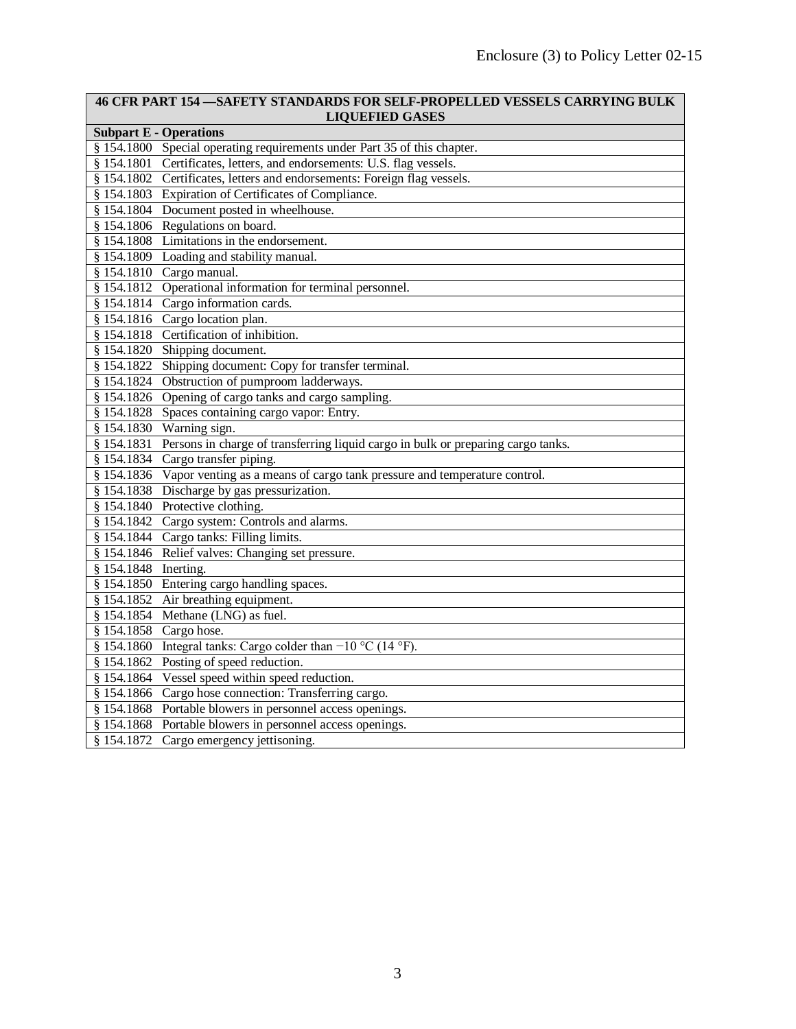| 46 CFR PART 154 —SAFETY STANDARDS FOR SELF-PROPELLED VESSELS CARRYING BULK LIQUEFIED GASES | |
|---|---|
| **Subpart E - Operations** | |
| § 154.1800 | Special operating requirements under Part 35 of this chapter. |
| § 154.1801 | Certificates, letters, and endorsements: U.S. flag vessels. |
| § 154.1802 | Certificates, letters and endorsements: Foreign flag vessels. |
| § 154.1803 | Expiration of Certificates of Compliance. |
| § 154.1804 | Document posted in wheelhouse. |
| § 154.1806 | Regulations on board. |
| § 154.1808 | Limitations in the endorsement. |
| § 154.1809 | Loading and stability manual. |
| § 154.1810 | Cargo manual. |
| § 154.1812 | Operational information for terminal personnel. |
| § 154.1814 | Cargo information cards. |
| § 154.1816 | Cargo location plan. |
| § 154.1818 | Certification of inhibition. |
| § 154.1820 | Shipping document. |
| § 154.1822 | Shipping document: Copy for transfer terminal. |
| § 154.1824 | Obstruction of pumproom ladderways. |
| § 154.1826 | Opening of cargo tanks and cargo sampling. |
| § 154.1828 | Spaces containing cargo vapor: Entry. |
| § 154.1830 | Warning sign. |
| § 154.1831 | Persons in charge of transferring liquid cargo in bulk or preparing cargo tanks. |
| § 154.1834 | Cargo transfer piping. |
| § 154.1836 | Vapor venting as a means of cargo tank pressure and temperature control. |
| § 154.1838 | Discharge by gas pressurization. |
| § 154.1840 | Protective clothing. |
| § 154.1842 | Cargo system: Controls and alarms. |
| § 154.1844 | Cargo tanks: Filling limits. |
| § 154.1846 | Relief valves: Changing set pressure. |
| § 154.1848 | Inerting. |
| § 154.1850 | Entering cargo handling spaces. |
| § 154.1852 | Air breathing equipment. |
| § 154.1854 | Methane (LNG) as fuel. |
| § 154.1858 | Cargo hose. |
| § 154.1860 | Integral tanks: Cargo colder than −10 °C (14 °F). |
| § 154.1862 | Posting of speed reduction. |
| § 154.1864 | Vessel speed within speed reduction. |
| § 154.1866 | Cargo hose connection: Transferring cargo. |
| § 154.1868 | Portable blowers in personnel access openings. |
| § 154.1868 | Portable blowers in personnel access openings. |
| § 154.1872 | Cargo emergency jettisoning. |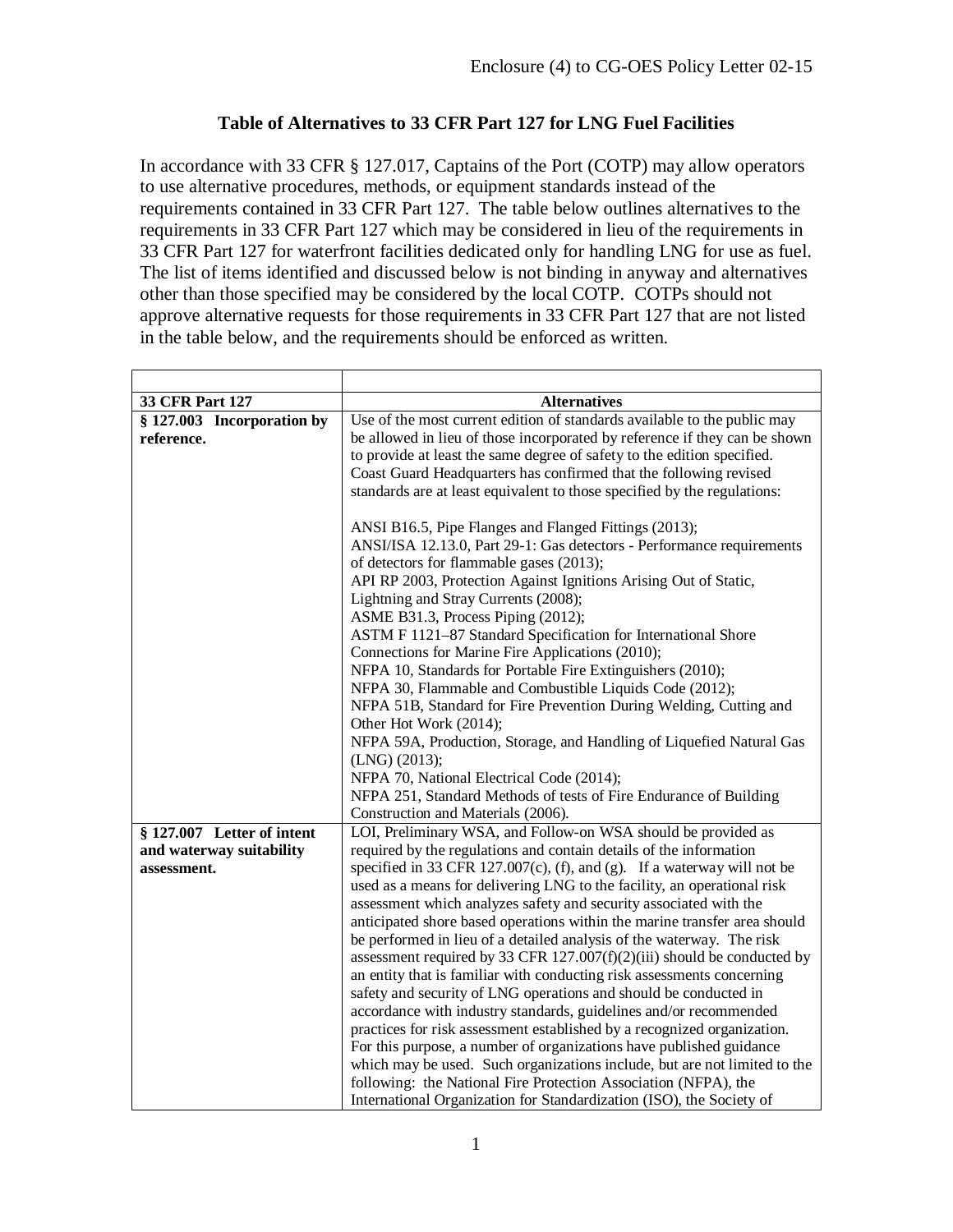Enclosure (4) to CG-OES Policy Letter 02-15

## Table of Alternatives to 33 CFR Part 127 for LNG Fuel Facilities

In accordance with 33 CFR § 127.017, Captains of the Port (COTP) may allow operators to use alternative procedures, methods, or equipment standards instead of the requirements contained in 33 CFR Part 127. The table below outlines alternatives to the requirements in 33 CFR Part 127 which may be considered in lieu of the requirements in 33 CFR Part 127 for waterfront facilities dedicated only for handling LNG for use as fuel. The list of items identified and discussed below is not binding in anyway and alternatives other than those specified may be considered by the local COTP. COTPs should not approve alternative requests for those requirements in 33 CFR Part 127 that are not listed in the table below, and the requirements should be enforced as written.

| 33 CFR Part 127 | Alternatives |
|---|---|
| **§ 127.003 Incorporation by reference.** | Use of the most current edition of standards available to the public may be allowed in lieu of those incorporated by reference if they can be shown to provide at least the same degree of safety to the edition specified. Coast Guard Headquarters has confirmed that the following revised standards are at least equivalent to those specified by the regulations:<br><br>ANSI B16.5, Pipe Flanges and Flanged Fittings (2013);<br>ANSI/ISA 12.13.0, Part 29-1: Gas detectors - Performance requirements of detectors for flammable gases (2013);<br>API RP 2003, Protection Against Ignitions Arising Out of Static, Lightning and Stray Currents (2008);<br>ASME B31.3, Process Piping (2012);<br>ASTM F 1121–87 Standard Specification for International Shore Connections for Marine Fire Applications (2010);<br>NFPA 10, Standards for Portable Fire Extinguishers (2010);<br>NFPA 30, Flammable and Combustible Liquids Code (2012);<br>NFPA 51B, Standard for Fire Prevention During Welding, Cutting and Other Hot Work (2014);<br>NFPA 59A, Production, Storage, and Handling of Liquefied Natural Gas (LNG) (2013);<br>NFPA 70, National Electrical Code (2014);<br>NFPA 251, Standard Methods of tests of Fire Endurance of Building Construction and Materials (2006). |
| **§ 127.007 Letter of intent and waterway suitability assessment.** | LOI, Preliminary WSA, and Follow-on WSA should be provided as required by the regulations and contain details of the information specified in 33 CFR 127.007(c), (f), and (g). If a waterway will not be used as a means for delivering LNG to the facility, an operational risk assessment which analyzes safety and security associated with the anticipated shore based operations within the marine transfer area should be performed in lieu of a detailed analysis of the waterway. The risk assessment required by 33 CFR 127.007(f)(2)(iii) should be conducted by an entity that is familiar with conducting risk assessments concerning safety and security of LNG operations and should be conducted in accordance with industry standards, guidelines and/or recommended practices for risk assessment established by a recognized organization. For this purpose, a number of organizations have published guidance which may be used. Such organizations include, but are not limited to the following: the National Fire Protection Association (NFPA), the International Organization for Standardization (ISO), the Society of |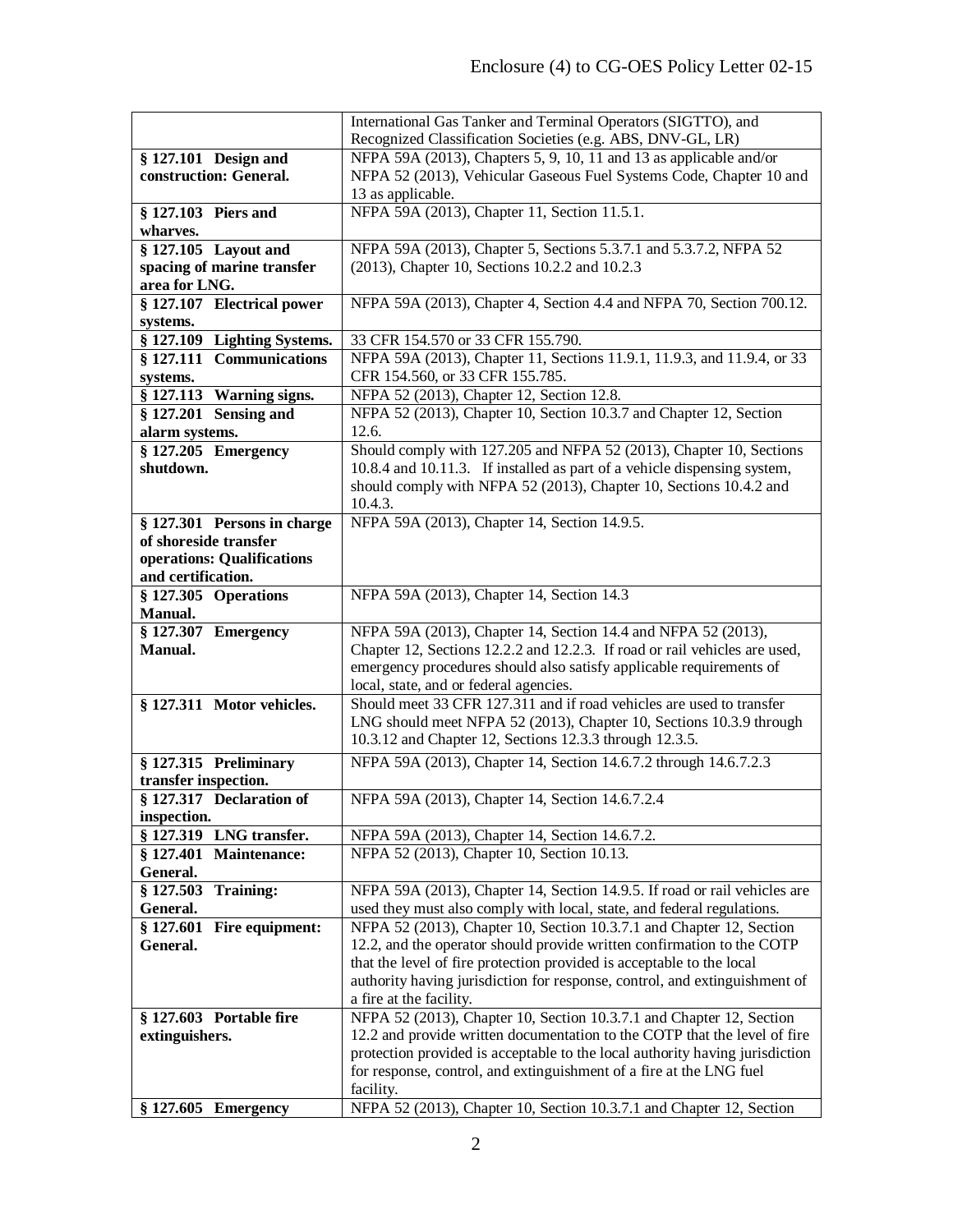| | |
|---|---|
| | International Gas Tanker and Terminal Operators (SIGTTO), and Recognized Classification Societies (e.g. ABS, DNV-GL, LR) |
| **§ 127.101 Design and construction: General.** | NFPA 59A (2013), Chapters 5, 9, 10, 11 and 13 as applicable and/or NFPA 52 (2013), Vehicular Gaseous Fuel Systems Code, Chapter 10 and 13 as applicable. |
| **§ 127.103 Piers and wharves.** | NFPA 59A (2013), Chapter 11, Section 11.5.1. |
| **§ 127.105 Layout and spacing of marine transfer area for LNG.** | NFPA 59A (2013), Chapter 5, Sections 5.3.7.1 and 5.3.7.2, NFPA 52 (2013), Chapter 10, Sections 10.2.2 and 10.2.3 |
| **§ 127.107 Electrical power systems.** | NFPA 59A (2013), Chapter 4, Section 4.4 and NFPA 70, Section 700.12. |
| **§ 127.109 Lighting Systems.** | 33 CFR 154.570 or 33 CFR 155.790. |
| **§ 127.111 Communications systems.** | NFPA 59A (2013), Chapter 11, Sections 11.9.1, 11.9.3, and 11.9.4, or 33 CFR 154.560, or 33 CFR 155.785. |
| **§ 127.113 Warning signs.** | NFPA 52 (2013), Chapter 12, Section 12.8. |
| **§ 127.201 Sensing and alarm systems.** | NFPA 52 (2013), Chapter 10, Section 10.3.7 and Chapter 12, Section 12.6. |
| **§ 127.205 Emergency shutdown.** | Should comply with 127.205 and NFPA 52 (2013), Chapter 10, Sections 10.8.4 and 10.11.3. If installed as part of a vehicle dispensing system, should comply with NFPA 52 (2013), Chapter 10, Sections 10.4.2 and 10.4.3. |
| **§ 127.301 Persons in charge of shoreside transfer operations: Qualifications and certification.** | NFPA 59A (2013), Chapter 14, Section 14.9.5. |
| **§ 127.305 Operations Manual.** | NFPA 59A (2013), Chapter 14, Section 14.3 |
| **§ 127.307 Emergency Manual.** | NFPA 59A (2013), Chapter 14, Section 14.4 and NFPA 52 (2013), Chapter 12, Sections 12.2.2 and 12.2.3. If road or rail vehicles are used, emergency procedures should also satisfy applicable requirements of local, state, and or federal agencies. |
| **§ 127.311 Motor vehicles.** | Should meet 33 CFR 127.311 and if road vehicles are used to transfer LNG should meet NFPA 52 (2013), Chapter 10, Sections 10.3.9 through 10.3.12 and Chapter 12, Sections 12.3.3 through 12.3.5. |
| **§ 127.315 Preliminary transfer inspection.** | NFPA 59A (2013), Chapter 14, Section 14.6.7.2 through 14.6.7.2.3 |
| **§ 127.317 Declaration of inspection.** | NFPA 59A (2013), Chapter 14, Section 14.6.7.2.4 |
| **§ 127.319 LNG transfer.** | NFPA 59A (2013), Chapter 14, Section 14.6.7.2. |
| **§ 127.401 Maintenance: General.** | NFPA 52 (2013), Chapter 10, Section 10.13. |
| **§ 127.503 Training: General.** | NFPA 59A (2013), Chapter 14, Section 14.9.5. If road or rail vehicles are used they must also comply with local, state, and federal regulations. |
| **§ 127.601 Fire equipment: General.** | NFPA 52 (2013), Chapter 10, Section 10.3.7.1 and Chapter 12, Section 12.2, and the operator should provide written confirmation to the COTP that the level of fire protection provided is acceptable to the local authority having jurisdiction for response, control, and extinguishment of a fire at the facility. |
| **§ 127.603 Portable fire extinguishers.** | NFPA 52 (2013), Chapter 10, Section 10.3.7.1 and Chapter 12, Section 12.2 and provide written documentation to the COTP that the level of fire protection provided is acceptable to the local authority having jurisdiction for response, control, and extinguishment of a fire at the LNG fuel facility. |
| **§ 127.605 Emergency** | NFPA 52 (2013), Chapter 10, Section 10.3.7.1 and Chapter 12, Section |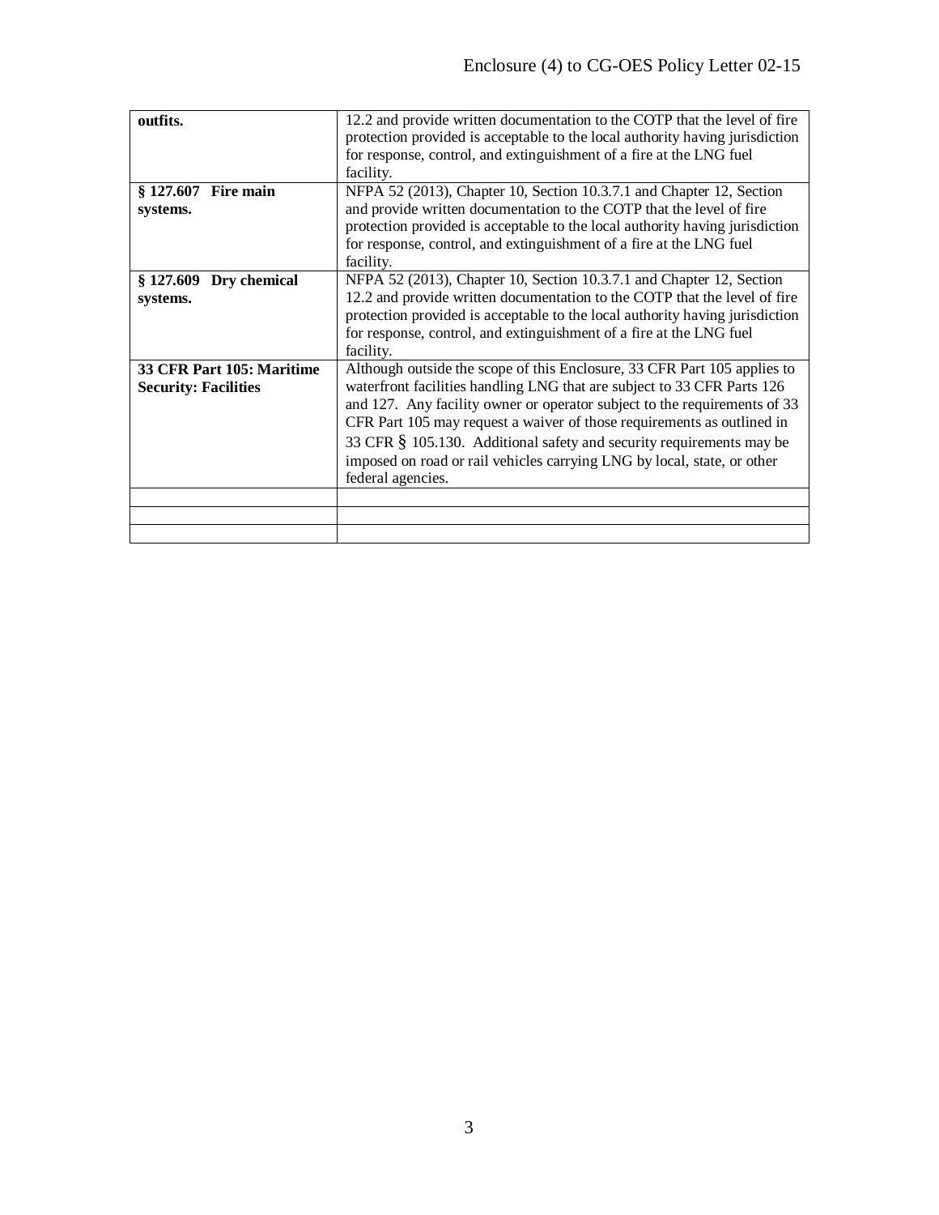| | |
|---|---|
| **outfits.** | 12.2 and provide written documentation to the COTP that the level of fire protection provided is acceptable to the local authority having jurisdiction for response, control, and extinguishment of a fire at the LNG fuel facility. |
| **§ 127.607 Fire main systems.** | NFPA 52 (2013), Chapter 10, Section 10.3.7.1 and Chapter 12, Section and provide written documentation to the COTP that the level of fire protection provided is acceptable to the local authority having jurisdiction for response, control, and extinguishment of a fire at the LNG fuel facility. |
| **§ 127.609 Dry chemical systems.** | NFPA 52 (2013), Chapter 10, Section 10.3.7.1 and Chapter 12, Section 12.2 and provide written documentation to the COTP that the level of fire protection provided is acceptable to the local authority having jurisdiction for response, control, and extinguishment of a fire at the LNG fuel facility. |
| **33 CFR Part 105: Maritime Security: Facilities** | Although outside the scope of this Enclosure, 33 CFR Part 105 applies to waterfront facilities handling LNG that are subject to 33 CFR Parts 126 and 127. Any facility owner or operator subject to the requirements of 33 CFR Part 105 may request a waiver of those requirements as outlined in 33 CFR § 105.130. Additional safety and security requirements may be imposed on road or rail vehicles carrying LNG by local, state, or other federal agencies. |
| | |
| | |
| | |